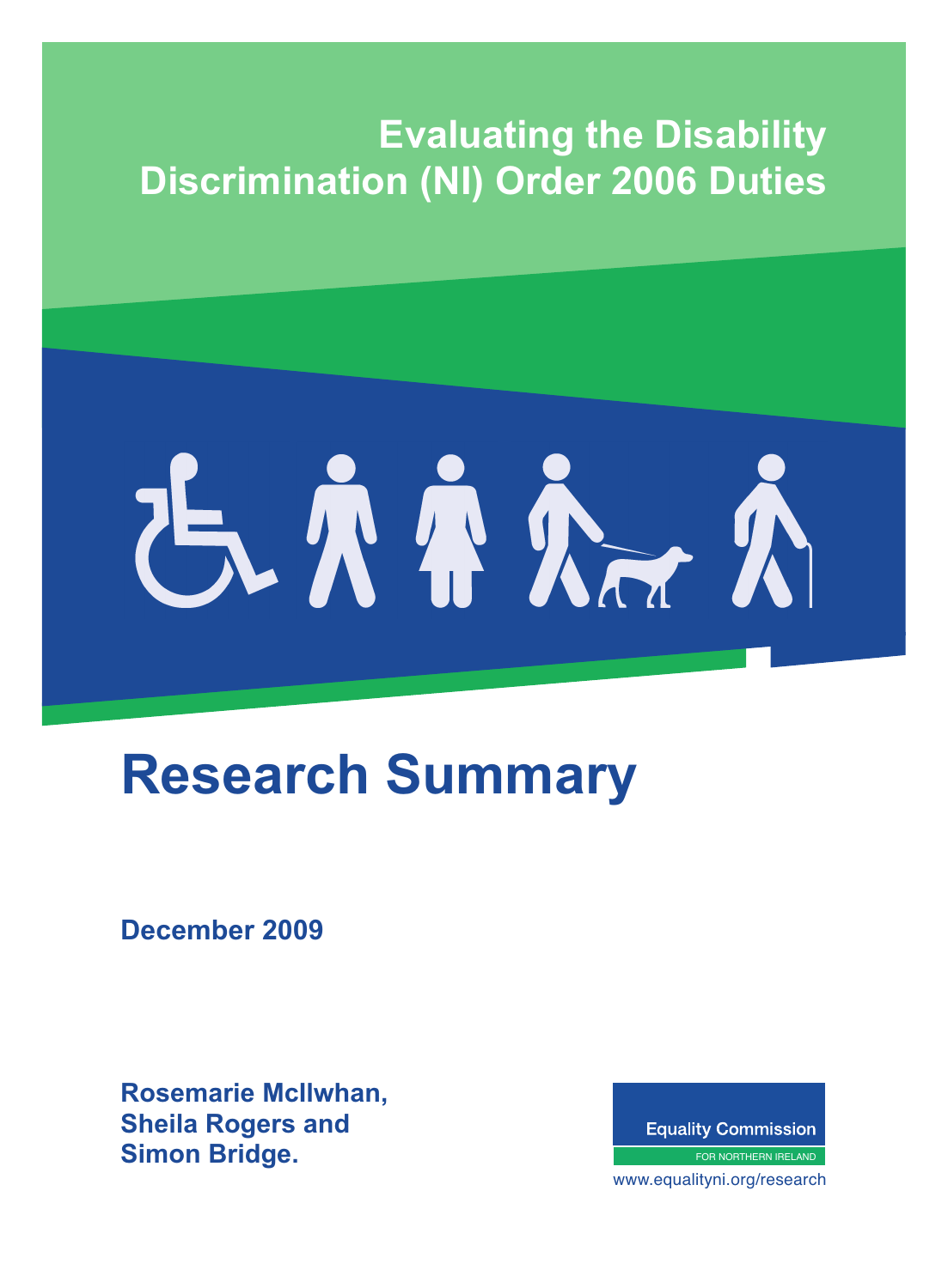# Evaluating the Disability Discrimination (NI) Order 2006 Duties

# Research Summary

**December 2009**

**Rosemarie McIlwhan, Sheila Rogers and Simon Bridge.**

Equality Commission
FOR NORTHERN IRELAND
www.equalityni.org/research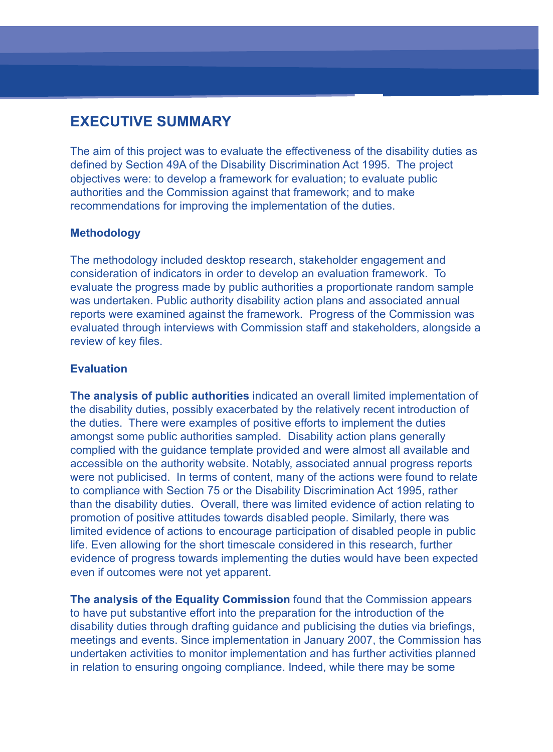## EXECUTIVE SUMMARY

The aim of this project was to evaluate the effectiveness of the disability duties as defined by Section 49A of the Disability Discrimination Act 1995. The project objectives were: to develop a framework for evaluation; to evaluate public authorities and the Commission against that framework; and to make recommendations for improving the implementation of the duties.

### Methodology

The methodology included desktop research, stakeholder engagement and consideration of indicators in order to develop an evaluation framework. To evaluate the progress made by public authorities a proportionate random sample was undertaken. Public authority disability action plans and associated annual reports were examined against the framework. Progress of the Commission was evaluated through interviews with Commission staff and stakeholders, alongside a review of key files.

### Evaluation

**The analysis of public authorities** indicated an overall limited implementation of the disability duties, possibly exacerbated by the relatively recent introduction of the duties. There were examples of positive efforts to implement the duties amongst some public authorities sampled. Disability action plans generally complied with the guidance template provided and were almost all available and accessible on the authority website. Notably, associated annual progress reports were not publicised. In terms of content, many of the actions were found to relate to compliance with Section 75 or the Disability Discrimination Act 1995, rather than the disability duties. Overall, there was limited evidence of action relating to promotion of positive attitudes towards disabled people. Similarly, there was limited evidence of actions to encourage participation of disabled people in public life. Even allowing for the short timescale considered in this research, further evidence of progress towards implementing the duties would have been expected even if outcomes were not yet apparent.

**The analysis of the Equality Commission** found that the Commission appears to have put substantive effort into the preparation for the introduction of the disability duties through drafting guidance and publicising the duties via briefings, meetings and events. Since implementation in January 2007, the Commission has undertaken activities to monitor implementation and has further activities planned in relation to ensuring ongoing compliance. Indeed, while there may be some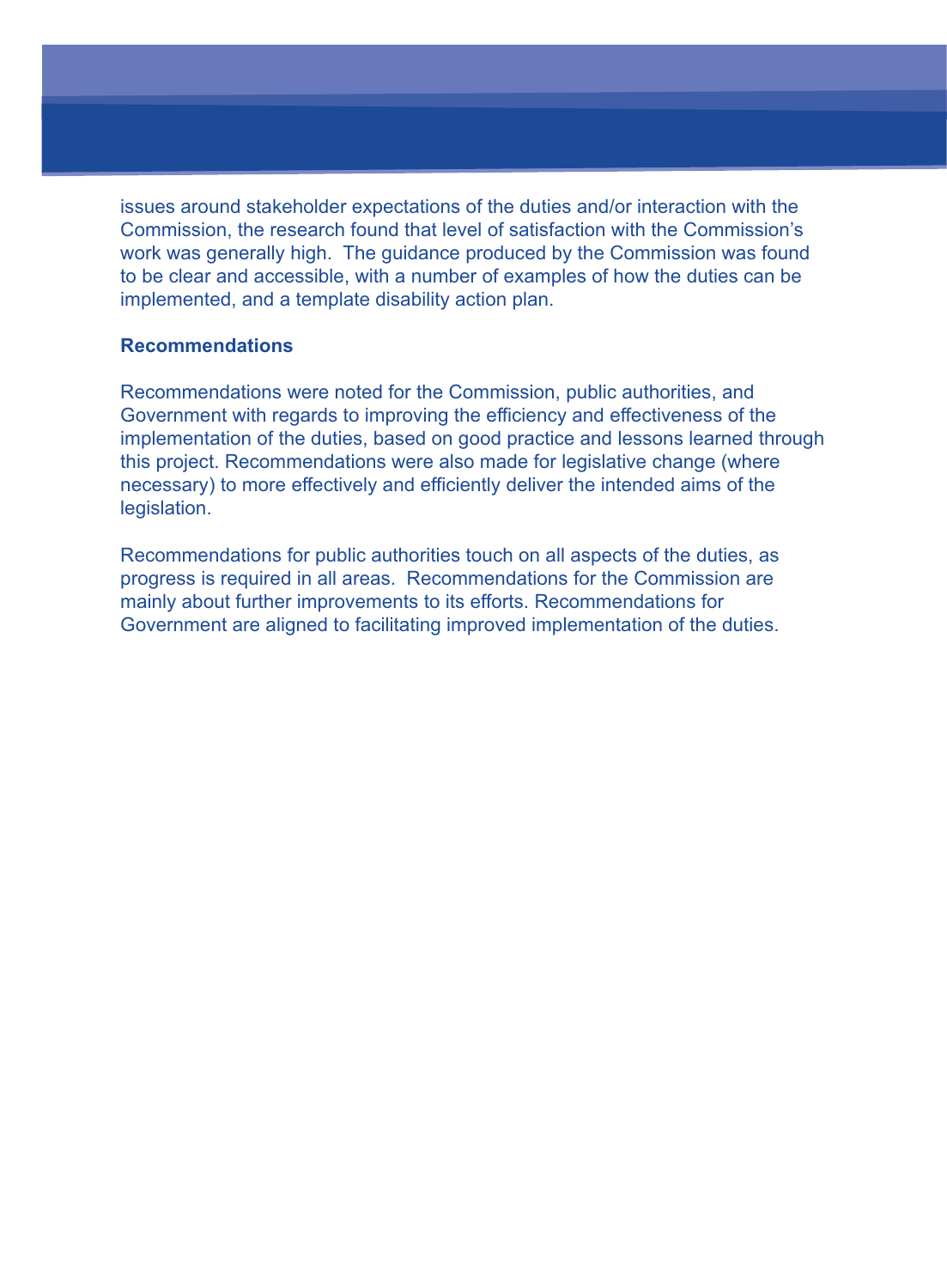issues around stakeholder expectations of the duties and/or interaction with the Commission, the research found that level of satisfaction with the Commission's work was generally high. The guidance produced by the Commission was found to be clear and accessible, with a number of examples of how the duties can be implemented, and a template disability action plan.

**Recommendations**

Recommendations were noted for the Commission, public authorities, and Government with regards to improving the efficiency and effectiveness of the implementation of the duties, based on good practice and lessons learned through this project. Recommendations were also made for legislative change (where necessary) to more effectively and efficiently deliver the intended aims of the legislation.

Recommendations for public authorities touch on all aspects of the duties, as progress is required in all areas. Recommendations for the Commission are mainly about further improvements to its efforts. Recommendations for Government are aligned to facilitating improved implementation of the duties.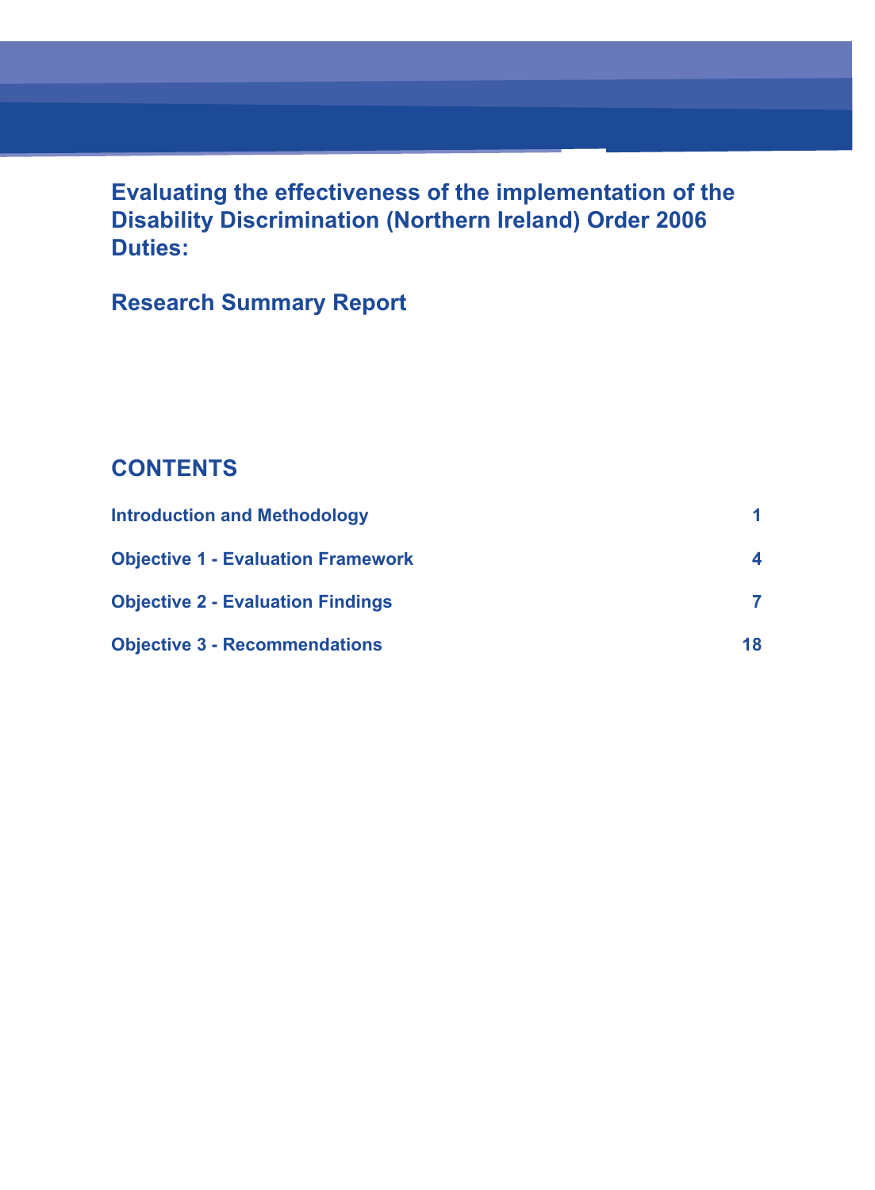# Evaluating the effectiveness of the implementation of the Disability Discrimination (Northern Ireland) Order 2006 Duties:

## Research Summary Report

## CONTENTS

| | |
|---|---|
| **Introduction and Methodology** | **1** |
| **Objective 1 - Evaluation Framework** | **4** |
| **Objective 2 - Evaluation Findings** | **7** |
| **Objective 3 - Recommendations** | **18** |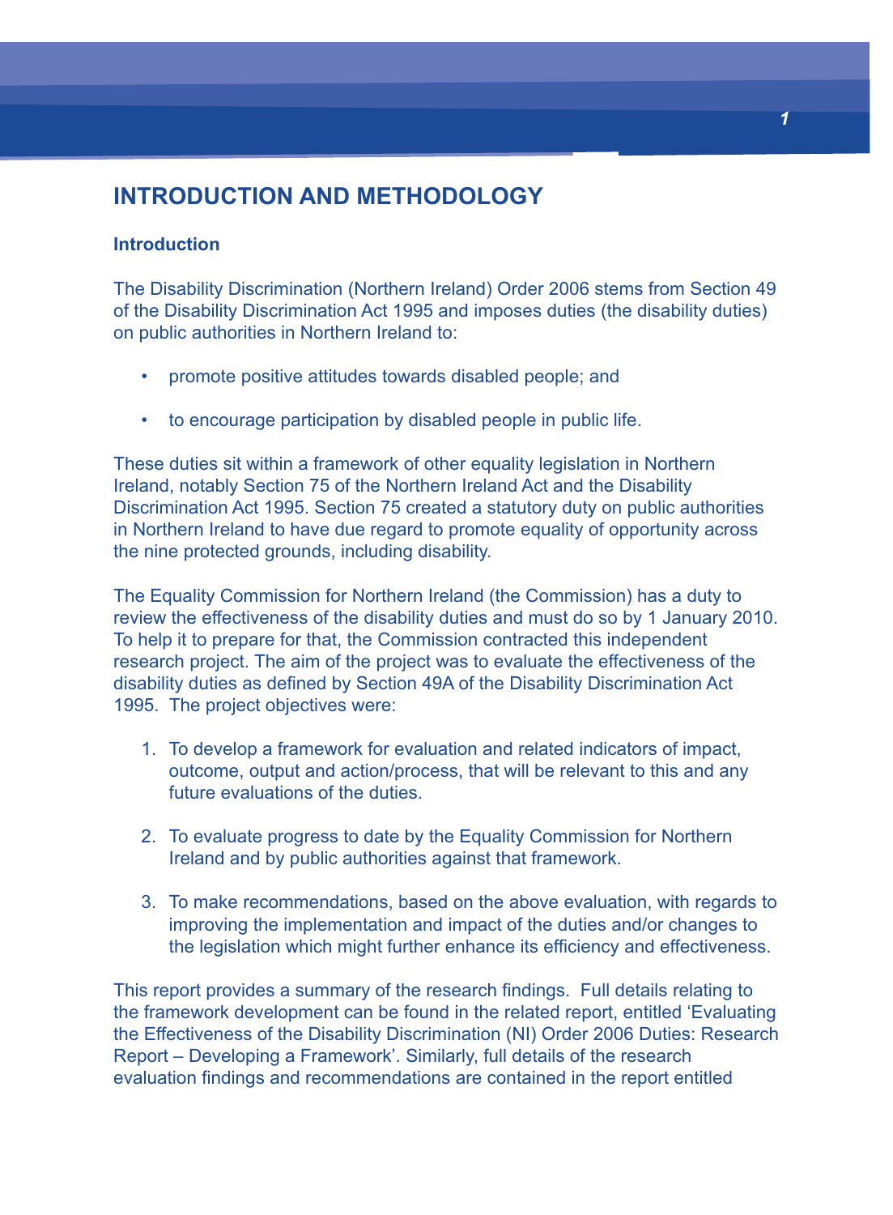# INTRODUCTION AND METHODOLOGY

### Introduction

The Disability Discrimination (Northern Ireland) Order 2006 stems from Section 49 of the Disability Discrimination Act 1995 and imposes duties (the disability duties) on public authorities in Northern Ireland to:

- promote positive attitudes towards disabled people; and
- to encourage participation by disabled people in public life.

These duties sit within a framework of other equality legislation in Northern Ireland, notably Section 75 of the Northern Ireland Act and the Disability Discrimination Act 1995. Section 75 created a statutory duty on public authorities in Northern Ireland to have due regard to promote equality of opportunity across the nine protected grounds, including disability.

The Equality Commission for Northern Ireland (the Commission) has a duty to review the effectiveness of the disability duties and must do so by 1 January 2010. To help it to prepare for that, the Commission contracted this independent research project. The aim of the project was to evaluate the effectiveness of the disability duties as defined by Section 49A of the Disability Discrimination Act 1995. The project objectives were:

1. To develop a framework for evaluation and related indicators of impact, outcome, output and action/process, that will be relevant to this and any future evaluations of the duties.
2. To evaluate progress to date by the Equality Commission for Northern Ireland and by public authorities against that framework.
3. To make recommendations, based on the above evaluation, with regards to improving the implementation and impact of the duties and/or changes to the legislation which might further enhance its efficiency and effectiveness.

This report provides a summary of the research findings. Full details relating to the framework development can be found in the related report, entitled 'Evaluating the Effectiveness of the Disability Discrimination (NI) Order 2006 Duties: Research Report – Developing a Framework'. Similarly, full details of the research evaluation findings and recommendations are contained in the report entitled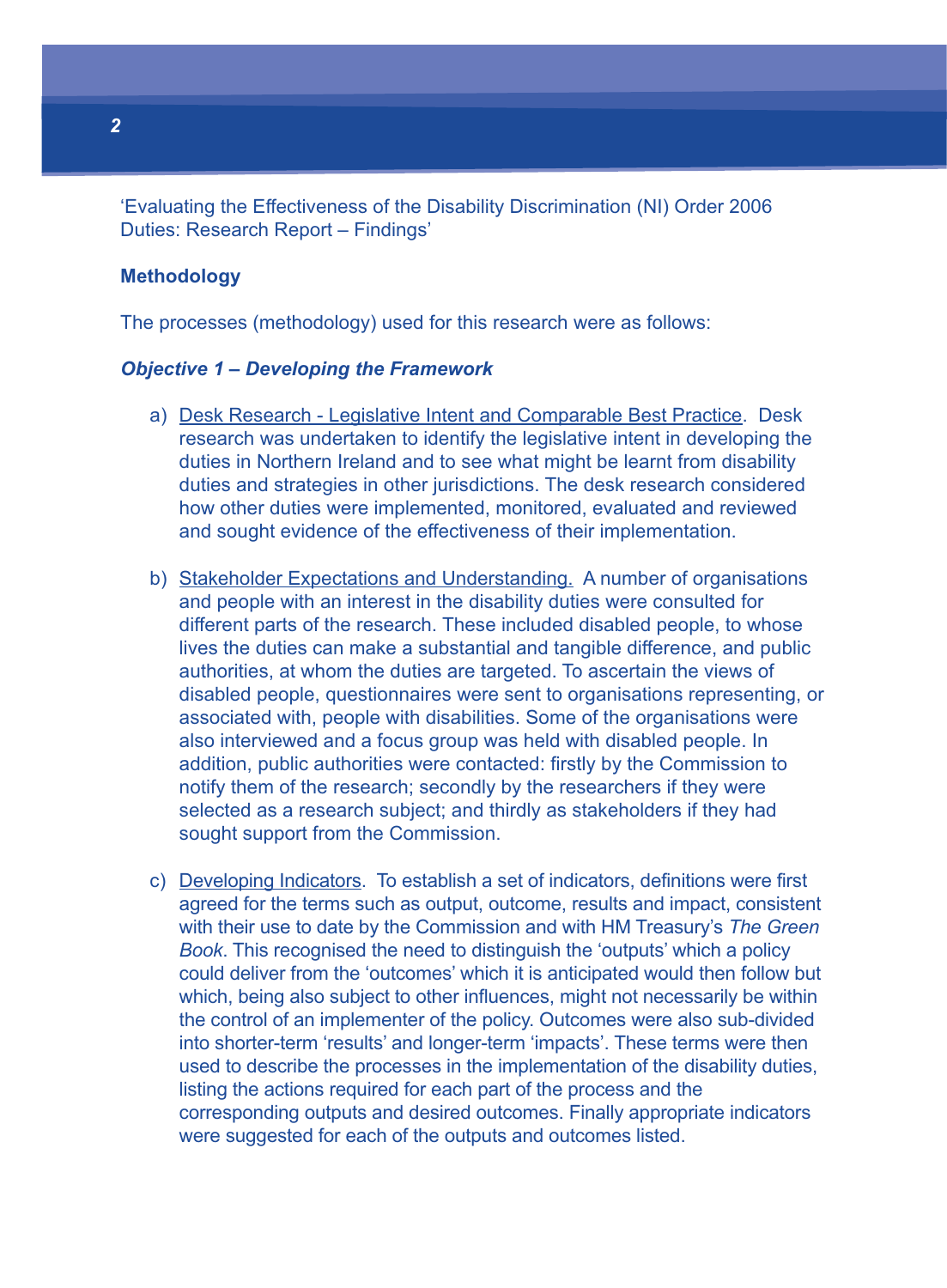'Evaluating the Effectiveness of the Disability Discrimination (NI) Order 2006 Duties: Research Report – Findings'

**Methodology**

The processes (methodology) used for this research were as follows:

***Objective 1 – Developing the Framework***

a) <u>Desk Research - Legislative Intent and Comparable Best Practice</u>. Desk research was undertaken to identify the legislative intent in developing the duties in Northern Ireland and to see what might be learnt from disability duties and strategies in other jurisdictions. The desk research considered how other duties were implemented, monitored, evaluated and reviewed and sought evidence of the effectiveness of their implementation.

b) <u>Stakeholder Expectations and Understanding.</u> A number of organisations and people with an interest in the disability duties were consulted for different parts of the research. These included disabled people, to whose lives the duties can make a substantial and tangible difference, and public authorities, at whom the duties are targeted. To ascertain the views of disabled people, questionnaires were sent to organisations representing, or associated with, people with disabilities. Some of the organisations were also interviewed and a focus group was held with disabled people. In addition, public authorities were contacted: firstly by the Commission to notify them of the research; secondly by the researchers if they were selected as a research subject; and thirdly as stakeholders if they had sought support from the Commission.

c) <u>Developing Indicators</u>. To establish a set of indicators, definitions were first agreed for the terms such as output, outcome, results and impact, consistent with their use to date by the Commission and with HM Treasury's *The Green Book*. This recognised the need to distinguish the 'outputs' which a policy could deliver from the 'outcomes' which it is anticipated would then follow but which, being also subject to other influences, might not necessarily be within the control of an implementer of the policy. Outcomes were also sub-divided into shorter-term 'results' and longer-term 'impacts'. These terms were then used to describe the processes in the implementation of the disability duties, listing the actions required for each part of the process and the corresponding outputs and desired outcomes. Finally appropriate indicators were suggested for each of the outputs and outcomes listed.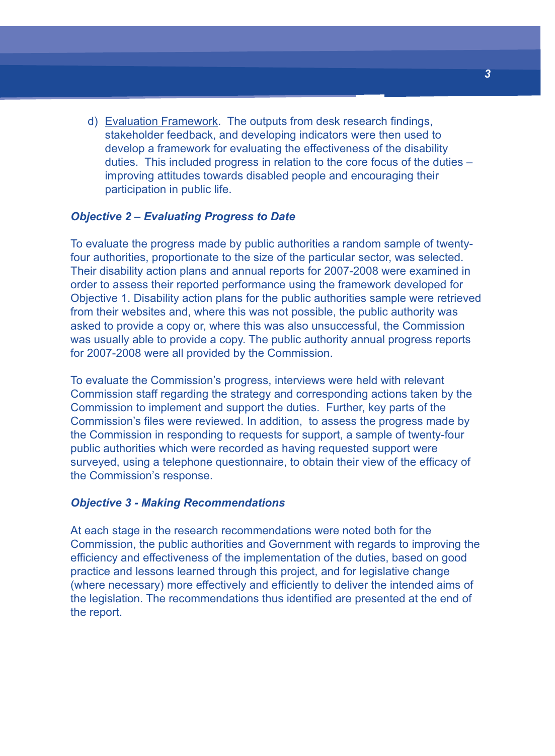d) Evaluation Framework. The outputs from desk research findings, stakeholder feedback, and developing indicators were then used to develop a framework for evaluating the effectiveness of the disability duties. This included progress in relation to the core focus of the duties – improving attitudes towards disabled people and encouraging their participation in public life.

***Objective 2 – Evaluating Progress to Date***

To evaluate the progress made by public authorities a random sample of twenty-four authorities, proportionate to the size of the particular sector, was selected. Their disability action plans and annual reports for 2007-2008 were examined in order to assess their reported performance using the framework developed for Objective 1. Disability action plans for the public authorities sample were retrieved from their websites and, where this was not possible, the public authority was asked to provide a copy or, where this was also unsuccessful, the Commission was usually able to provide a copy. The public authority annual progress reports for 2007-2008 were all provided by the Commission.

To evaluate the Commission's progress, interviews were held with relevant Commission staff regarding the strategy and corresponding actions taken by the Commission to implement and support the duties. Further, key parts of the Commission's files were reviewed. In addition, to assess the progress made by the Commission in responding to requests for support, a sample of twenty-four public authorities which were recorded as having requested support were surveyed, using a telephone questionnaire, to obtain their view of the efficacy of the Commission's response.

***Objective 3 - Making Recommendations***

At each stage in the research recommendations were noted both for the Commission, the public authorities and Government with regards to improving the efficiency and effectiveness of the implementation of the duties, based on good practice and lessons learned through this project, and for legislative change (where necessary) more effectively and efficiently to deliver the intended aims of the legislation. The recommendations thus identified are presented at the end of the report.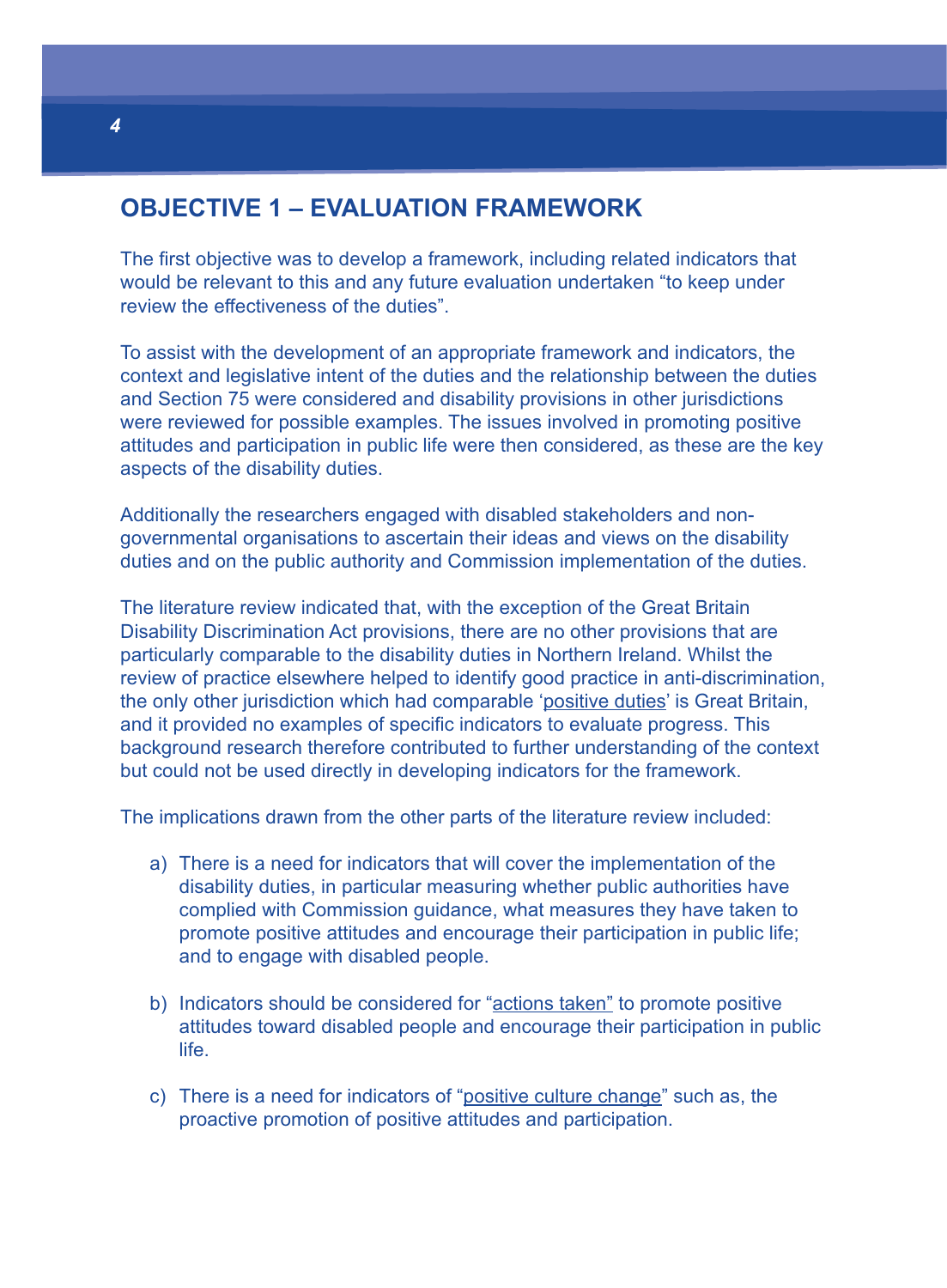## OBJECTIVE 1 – EVALUATION FRAMEWORK

The first objective was to develop a framework, including related indicators that would be relevant to this and any future evaluation undertaken "to keep under review the effectiveness of the duties".

To assist with the development of an appropriate framework and indicators, the context and legislative intent of the duties and the relationship between the duties and Section 75 were considered and disability provisions in other jurisdictions were reviewed for possible examples. The issues involved in promoting positive attitudes and participation in public life were then considered, as these are the key aspects of the disability duties.

Additionally the researchers engaged with disabled stakeholders and non-governmental organisations to ascertain their ideas and views on the disability duties and on the public authority and Commission implementation of the duties.

The literature review indicated that, with the exception of the Great Britain Disability Discrimination Act provisions, there are no other provisions that are particularly comparable to the disability duties in Northern Ireland. Whilst the review of practice elsewhere helped to identify good practice in anti-discrimination, the only other jurisdiction which had comparable 'positive duties' is Great Britain, and it provided no examples of specific indicators to evaluate progress. This background research therefore contributed to further understanding of the context but could not be used directly in developing indicators for the framework.

The implications drawn from the other parts of the literature review included:

a) There is a need for indicators that will cover the implementation of the disability duties, in particular measuring whether public authorities have complied with Commission guidance, what measures they have taken to promote positive attitudes and encourage their participation in public life; and to engage with disabled people.

b) Indicators should be considered for "actions taken" to promote positive attitudes toward disabled people and encourage their participation in public life.

c) There is a need for indicators of "positive culture change" such as, the proactive promotion of positive attitudes and participation.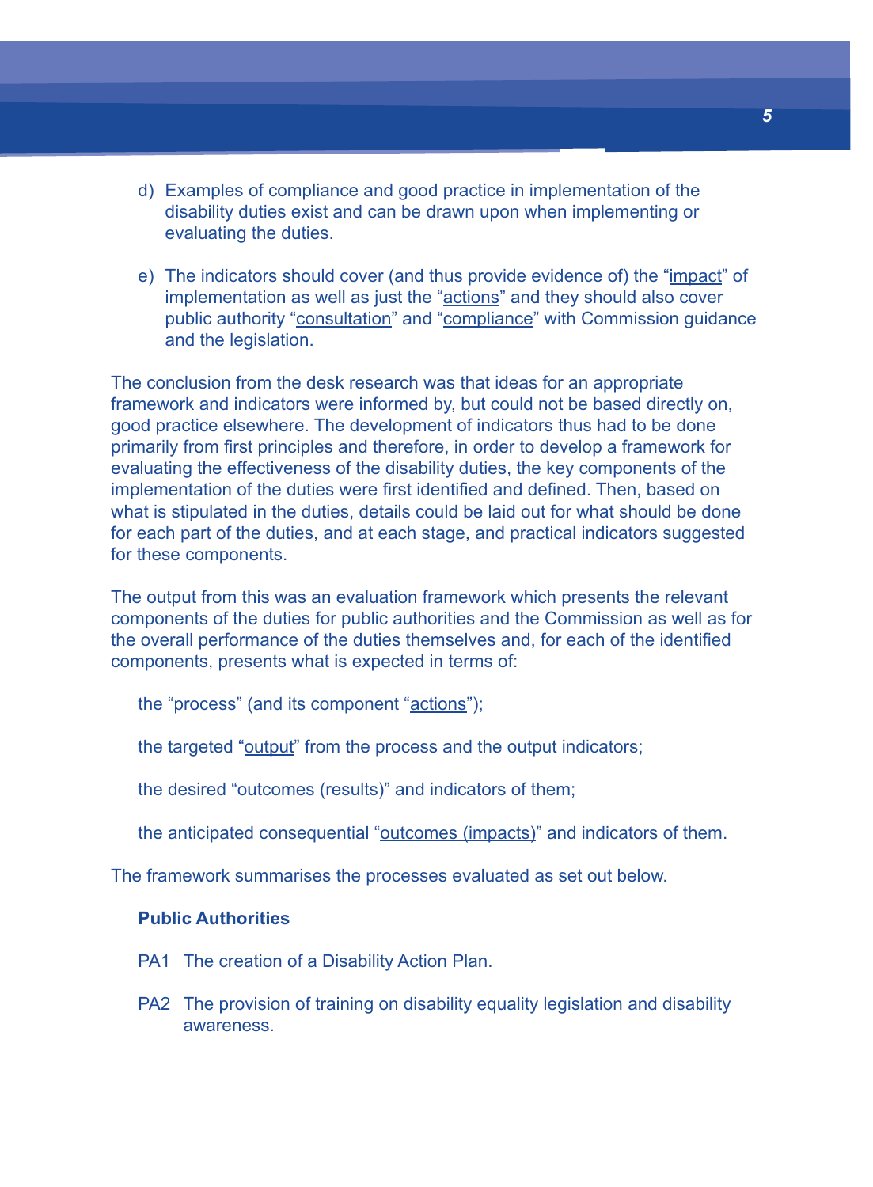d) Examples of compliance and good practice in implementation of the disability duties exist and can be drawn upon when implementing or evaluating the duties.

e) The indicators should cover (and thus provide evidence of) the "impact" of implementation as well as just the "actions" and they should also cover public authority "consultation" and "compliance" with Commission guidance and the legislation.

The conclusion from the desk research was that ideas for an appropriate framework and indicators were informed by, but could not be based directly on, good practice elsewhere. The development of indicators thus had to be done primarily from first principles and therefore, in order to develop a framework for evaluating the effectiveness of the disability duties, the key components of the implementation of the duties were first identified and defined. Then, based on what is stipulated in the duties, details could be laid out for what should be done for each part of the duties, and at each stage, and practical indicators suggested for these components.

The output from this was an evaluation framework which presents the relevant components of the duties for public authorities and the Commission as well as for the overall performance of the duties themselves and, for each of the identified components, presents what is expected in terms of:

the "process" (and its component "actions");

the targeted "output" from the process and the output indicators;

the desired "outcomes (results)" and indicators of them;

the anticipated consequential "outcomes (impacts)" and indicators of them.

The framework summarises the processes evaluated as set out below.

**Public Authorities**

PA1 The creation of a Disability Action Plan.

PA2 The provision of training on disability equality legislation and disability awareness.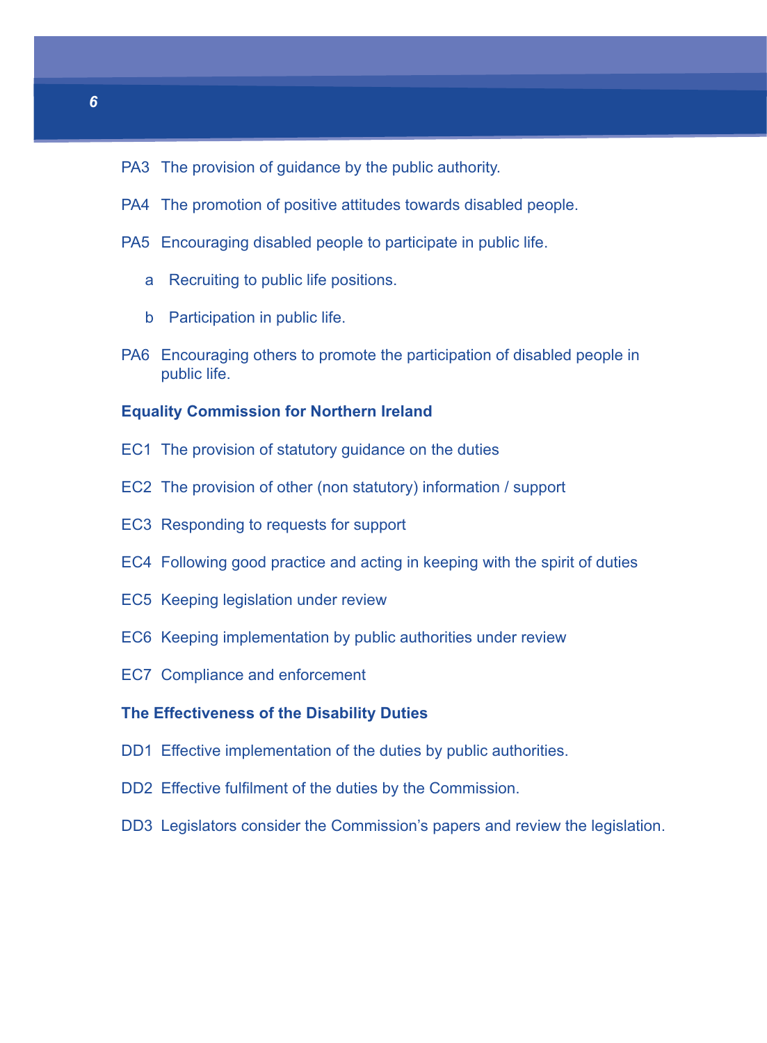PA3 The provision of guidance by the public authority.

PA4 The promotion of positive attitudes towards disabled people.

PA5 Encouraging disabled people to participate in public life.

- a Recruiting to public life positions.
- b Participation in public life.

PA6 Encouraging others to promote the participation of disabled people in public life.

**Equality Commission for Northern Ireland**

EC1 The provision of statutory guidance on the duties

EC2 The provision of other (non statutory) information / support

EC3 Responding to requests for support

EC4 Following good practice and acting in keeping with the spirit of duties

EC5 Keeping legislation under review

EC6 Keeping implementation by public authorities under review

EC7 Compliance and enforcement

**The Effectiveness of the Disability Duties**

DD1 Effective implementation of the duties by public authorities.

DD2 Effective fulfilment of the duties by the Commission.

DD3 Legislators consider the Commission's papers and review the legislation.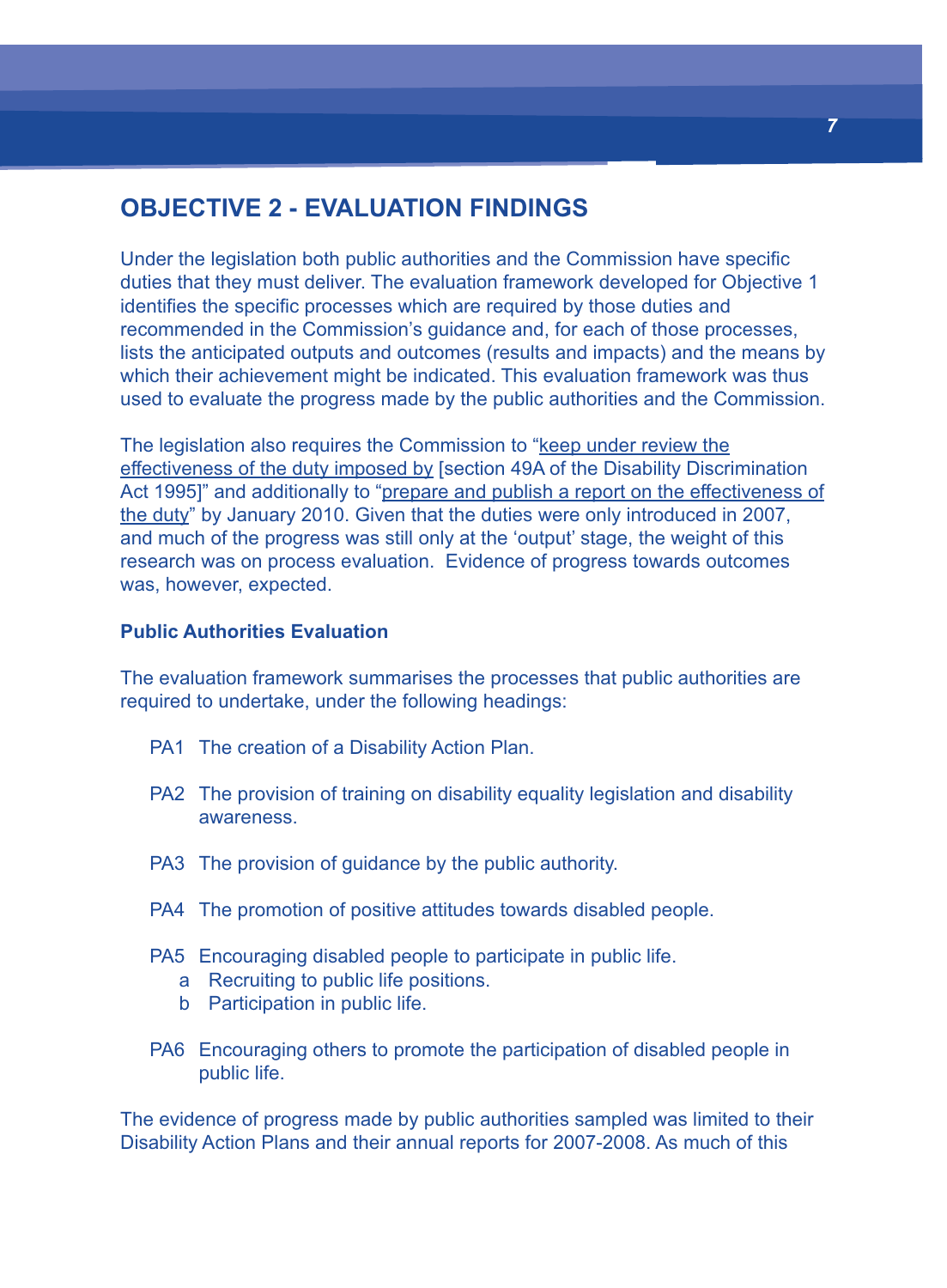# OBJECTIVE 2 - EVALUATION FINDINGS

Under the legislation both public authorities and the Commission have specific duties that they must deliver. The evaluation framework developed for Objective 1 identifies the specific processes which are required by those duties and recommended in the Commission's guidance and, for each of those processes, lists the anticipated outputs and outcomes (results and impacts) and the means by which their achievement might be indicated. This evaluation framework was thus used to evaluate the progress made by the public authorities and the Commission.

The legislation also requires the Commission to "<u>keep under review the effectiveness of the duty imposed by</u> [section 49A of the Disability Discrimination Act 1995]" and additionally to "<u>prepare and publish a report on the effectiveness of the duty</u>" by January 2010. Given that the duties were only introduced in 2007, and much of the progress was still only at the 'output' stage, the weight of this research was on process evaluation. Evidence of progress towards outcomes was, however, expected.

### Public Authorities Evaluation

The evaluation framework summarises the processes that public authorities are required to undertake, under the following headings:

- PA1 The creation of a Disability Action Plan.
- PA2 The provision of training on disability equality legislation and disability awareness.
- PA3 The provision of guidance by the public authority.
- PA4 The promotion of positive attitudes towards disabled people.
- PA5 Encouraging disabled people to participate in public life.
  - a Recruiting to public life positions.
  - b Participation in public life.
- PA6 Encouraging others to promote the participation of disabled people in public life.

The evidence of progress made by public authorities sampled was limited to their Disability Action Plans and their annual reports for 2007-2008. As much of this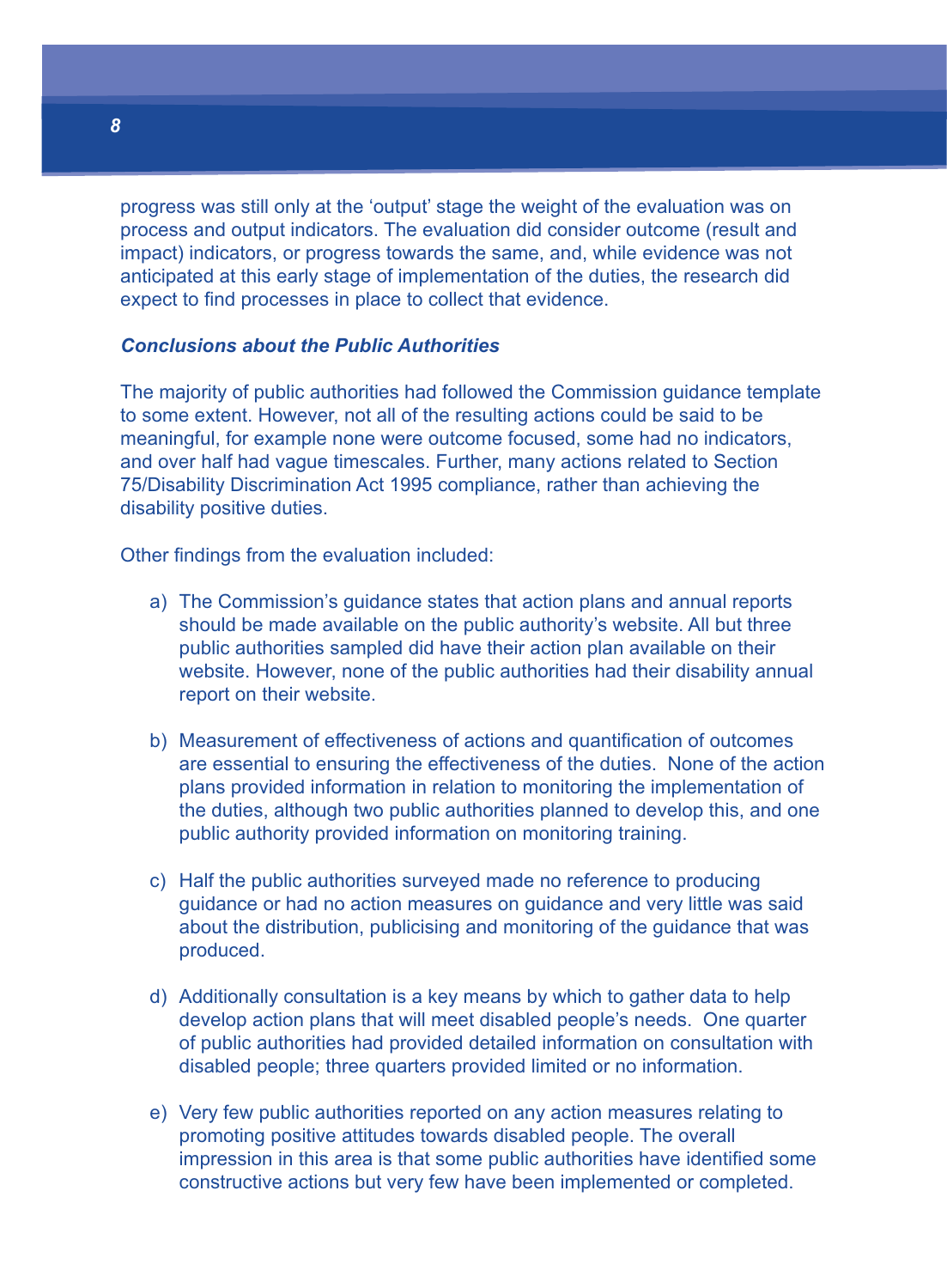progress was still only at the 'output' stage the weight of the evaluation was on process and output indicators. The evaluation did consider outcome (result and impact) indicators, or progress towards the same, and, while evidence was not anticipated at this early stage of implementation of the duties, the research did expect to find processes in place to collect that evidence.

***Conclusions about the Public Authorities***

The majority of public authorities had followed the Commission guidance template to some extent. However, not all of the resulting actions could be said to be meaningful, for example none were outcome focused, some had no indicators, and over half had vague timescales. Further, many actions related to Section 75/Disability Discrimination Act 1995 compliance, rather than achieving the disability positive duties.

Other findings from the evaluation included:

a) The Commission's guidance states that action plans and annual reports should be made available on the public authority's website. All but three public authorities sampled did have their action plan available on their website. However, none of the public authorities had their disability annual report on their website.

b) Measurement of effectiveness of actions and quantification of outcomes are essential to ensuring the effectiveness of the duties. None of the action plans provided information in relation to monitoring the implementation of the duties, although two public authorities planned to develop this, and one public authority provided information on monitoring training.

c) Half the public authorities surveyed made no reference to producing guidance or had no action measures on guidance and very little was said about the distribution, publicising and monitoring of the guidance that was produced.

d) Additionally consultation is a key means by which to gather data to help develop action plans that will meet disabled people's needs. One quarter of public authorities had provided detailed information on consultation with disabled people; three quarters provided limited or no information.

e) Very few public authorities reported on any action measures relating to promoting positive attitudes towards disabled people. The overall impression in this area is that some public authorities have identified some constructive actions but very few have been implemented or completed.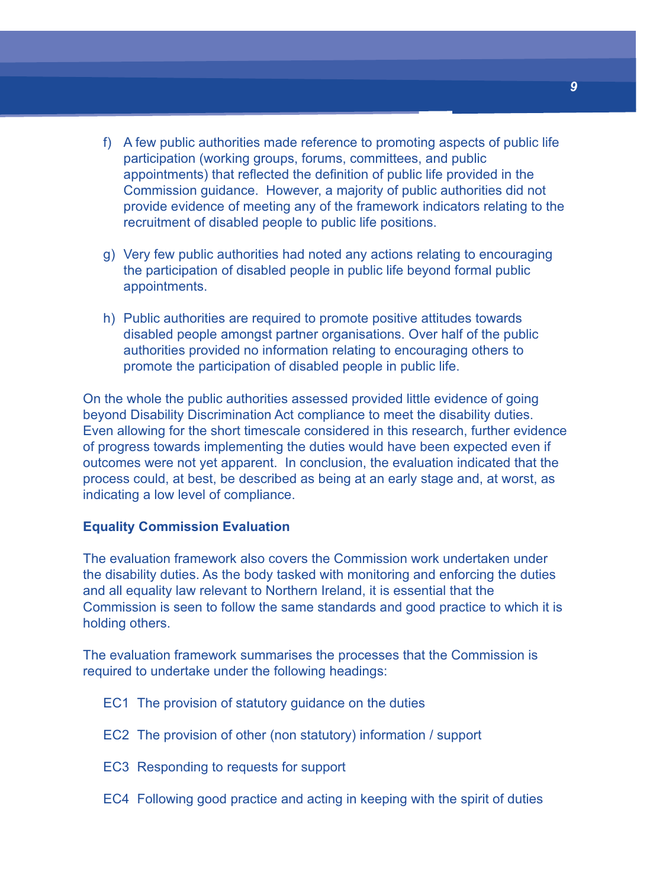f) A few public authorities made reference to promoting aspects of public life participation (working groups, forums, committees, and public appointments) that reflected the definition of public life provided in the Commission guidance. However, a majority of public authorities did not provide evidence of meeting any of the framework indicators relating to the recruitment of disabled people to public life positions.

g) Very few public authorities had noted any actions relating to encouraging the participation of disabled people in public life beyond formal public appointments.

h) Public authorities are required to promote positive attitudes towards disabled people amongst partner organisations. Over half of the public authorities provided no information relating to encouraging others to promote the participation of disabled people in public life.

On the whole the public authorities assessed provided little evidence of going beyond Disability Discrimination Act compliance to meet the disability duties. Even allowing for the short timescale considered in this research, further evidence of progress towards implementing the duties would have been expected even if outcomes were not yet apparent. In conclusion, the evaluation indicated that the process could, at best, be described as being at an early stage and, at worst, as indicating a low level of compliance.

**Equality Commission Evaluation**

The evaluation framework also covers the Commission work undertaken under the disability duties. As the body tasked with monitoring and enforcing the duties and all equality law relevant to Northern Ireland, it is essential that the Commission is seen to follow the same standards and good practice to which it is holding others.

The evaluation framework summarises the processes that the Commission is required to undertake under the following headings:

EC1 The provision of statutory guidance on the duties

EC2 The provision of other (non statutory) information / support

EC3 Responding to requests for support

EC4 Following good practice and acting in keeping with the spirit of duties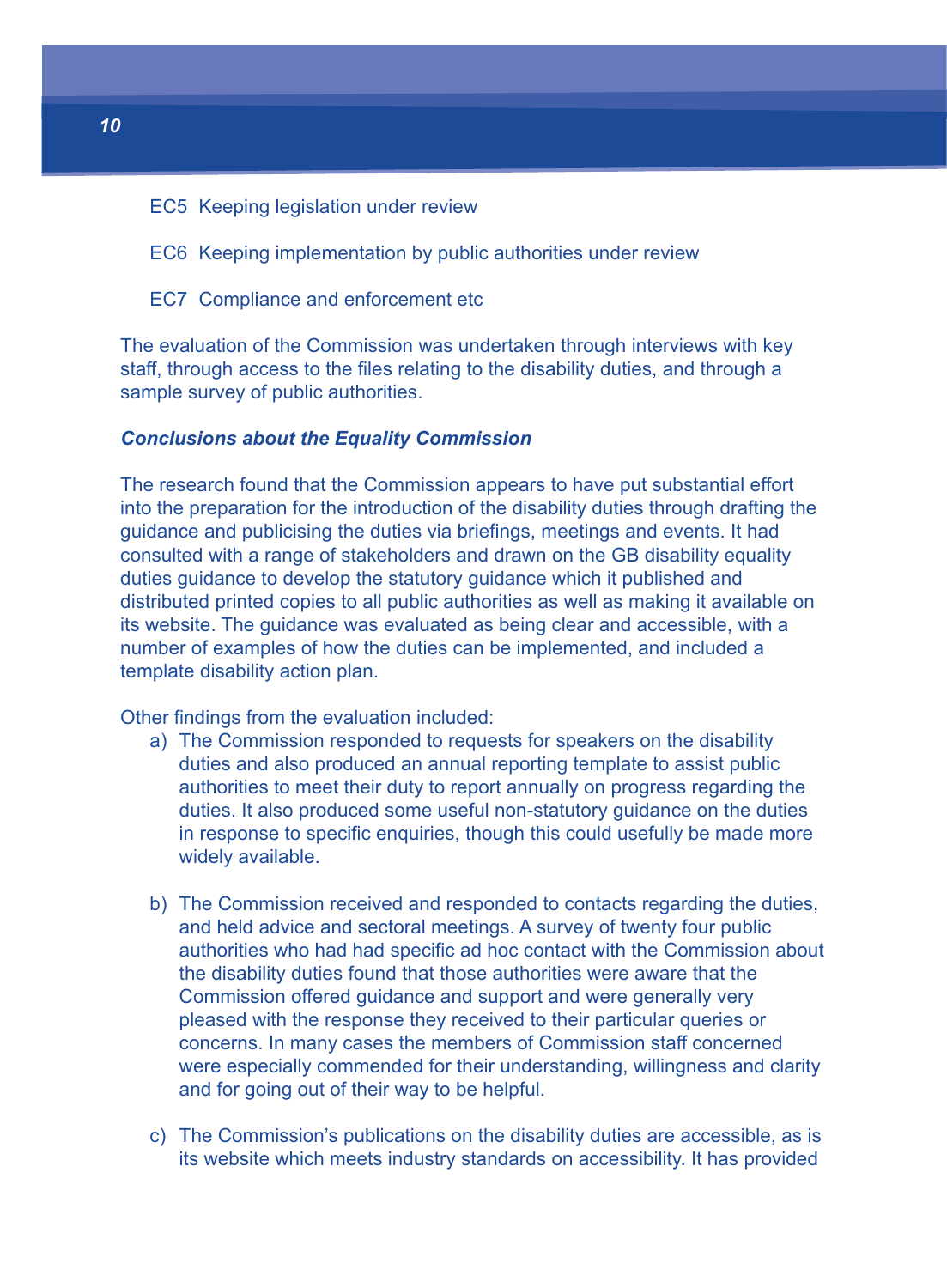EC5 Keeping legislation under review

EC6 Keeping implementation by public authorities under review

EC7 Compliance and enforcement etc

The evaluation of the Commission was undertaken through interviews with key staff, through access to the files relating to the disability duties, and through a sample survey of public authorities.

***Conclusions about the Equality Commission***

The research found that the Commission appears to have put substantial effort into the preparation for the introduction of the disability duties through drafting the guidance and publicising the duties via briefings, meetings and events. It had consulted with a range of stakeholders and drawn on the GB disability equality duties guidance to develop the statutory guidance which it published and distributed printed copies to all public authorities as well as making it available on its website. The guidance was evaluated as being clear and accessible, with a number of examples of how the duties can be implemented, and included a template disability action plan.

Other findings from the evaluation included:

a) The Commission responded to requests for speakers on the disability duties and also produced an annual reporting template to assist public authorities to meet their duty to report annually on progress regarding the duties. It also produced some useful non-statutory guidance on the duties in response to specific enquiries, though this could usefully be made more widely available.

b) The Commission received and responded to contacts regarding the duties, and held advice and sectoral meetings. A survey of twenty four public authorities who had had specific ad hoc contact with the Commission about the disability duties found that those authorities were aware that the Commission offered guidance and support and were generally very pleased with the response they received to their particular queries or concerns. In many cases the members of Commission staff concerned were especially commended for their understanding, willingness and clarity and for going out of their way to be helpful.

c) The Commission's publications on the disability duties are accessible, as is its website which meets industry standards on accessibility. It has provided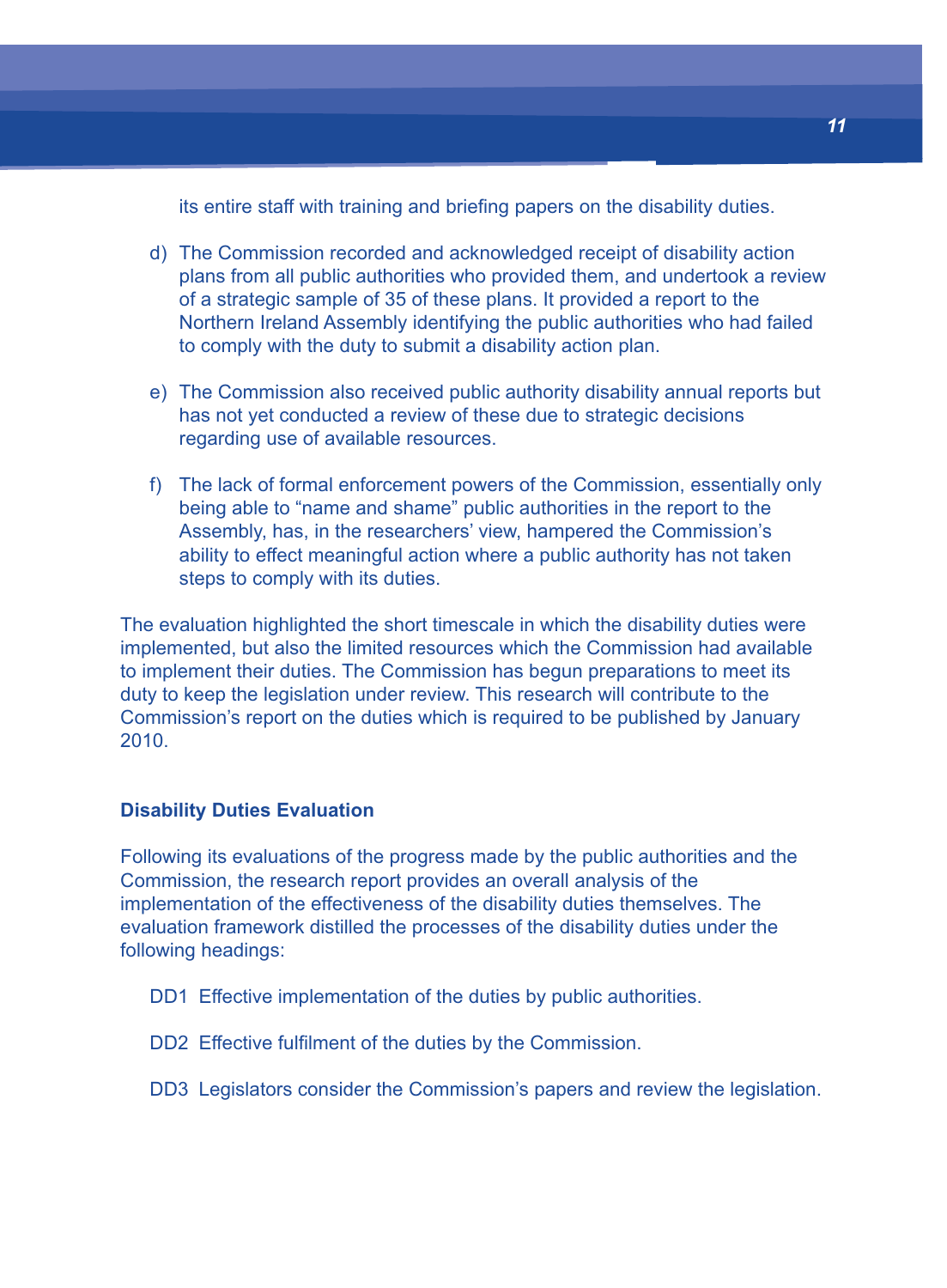its entire staff with training and briefing papers on the disability duties.

d) The Commission recorded and acknowledged receipt of disability action plans from all public authorities who provided them, and undertook a review of a strategic sample of 35 of these plans. It provided a report to the Northern Ireland Assembly identifying the public authorities who had failed to comply with the duty to submit a disability action plan.

e) The Commission also received public authority disability annual reports but has not yet conducted a review of these due to strategic decisions regarding use of available resources.

f) The lack of formal enforcement powers of the Commission, essentially only being able to “name and shame” public authorities in the report to the Assembly, has, in the researchers’ view, hampered the Commission’s ability to effect meaningful action where a public authority has not taken steps to comply with its duties.

The evaluation highlighted the short timescale in which the disability duties were implemented, but also the limited resources which the Commission had available to implement their duties. The Commission has begun preparations to meet its duty to keep the legislation under review. This research will contribute to the Commission’s report on the duties which is required to be published by January 2010.

**Disability Duties Evaluation**

Following its evaluations of the progress made by the public authorities and the Commission, the research report provides an overall analysis of the implementation of the effectiveness of the disability duties themselves. The evaluation framework distilled the processes of the disability duties under the following headings:

DD1 Effective implementation of the duties by public authorities.

DD2 Effective fulfilment of the duties by the Commission.

DD3 Legislators consider the Commission’s papers and review the legislation.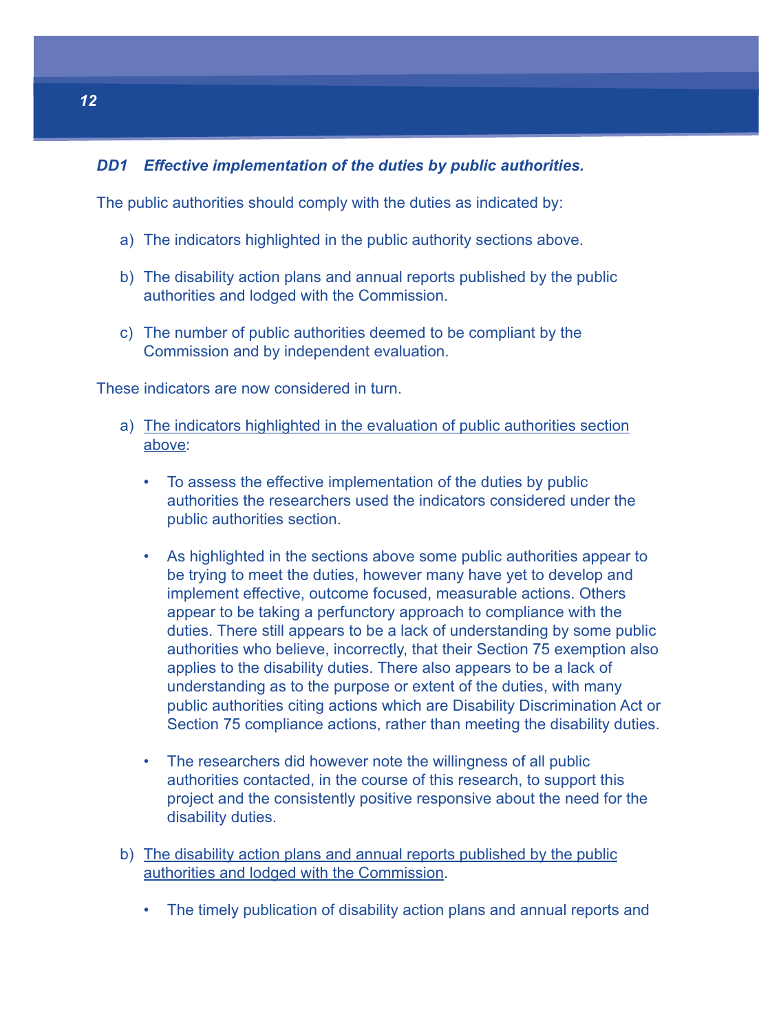***DD1 Effective implementation of the duties by public authorities.***

The public authorities should comply with the duties as indicated by:

a) The indicators highlighted in the public authority sections above.

b) The disability action plans and annual reports published by the public authorities and lodged with the Commission.

c) The number of public authorities deemed to be compliant by the Commission and by independent evaluation.

These indicators are now considered in turn.

a) <u>The indicators highlighted in the evaluation of public authorities section above</u>:

- To assess the effective implementation of the duties by public authorities the researchers used the indicators considered under the public authorities section.

- As highlighted in the sections above some public authorities appear to be trying to meet the duties, however many have yet to develop and implement effective, outcome focused, measurable actions. Others appear to be taking a perfunctory approach to compliance with the duties. There still appears to be a lack of understanding by some public authorities who believe, incorrectly, that their Section 75 exemption also applies to the disability duties. There also appears to be a lack of understanding as to the purpose or extent of the duties, with many public authorities citing actions which are Disability Discrimination Act or Section 75 compliance actions, rather than meeting the disability duties.

- The researchers did however note the willingness of all public authorities contacted, in the course of this research, to support this project and the consistently positive responsive about the need for the disability duties.

b) <u>The disability action plans and annual reports published by the public authorities and lodged with the Commission</u>.

- The timely publication of disability action plans and annual reports and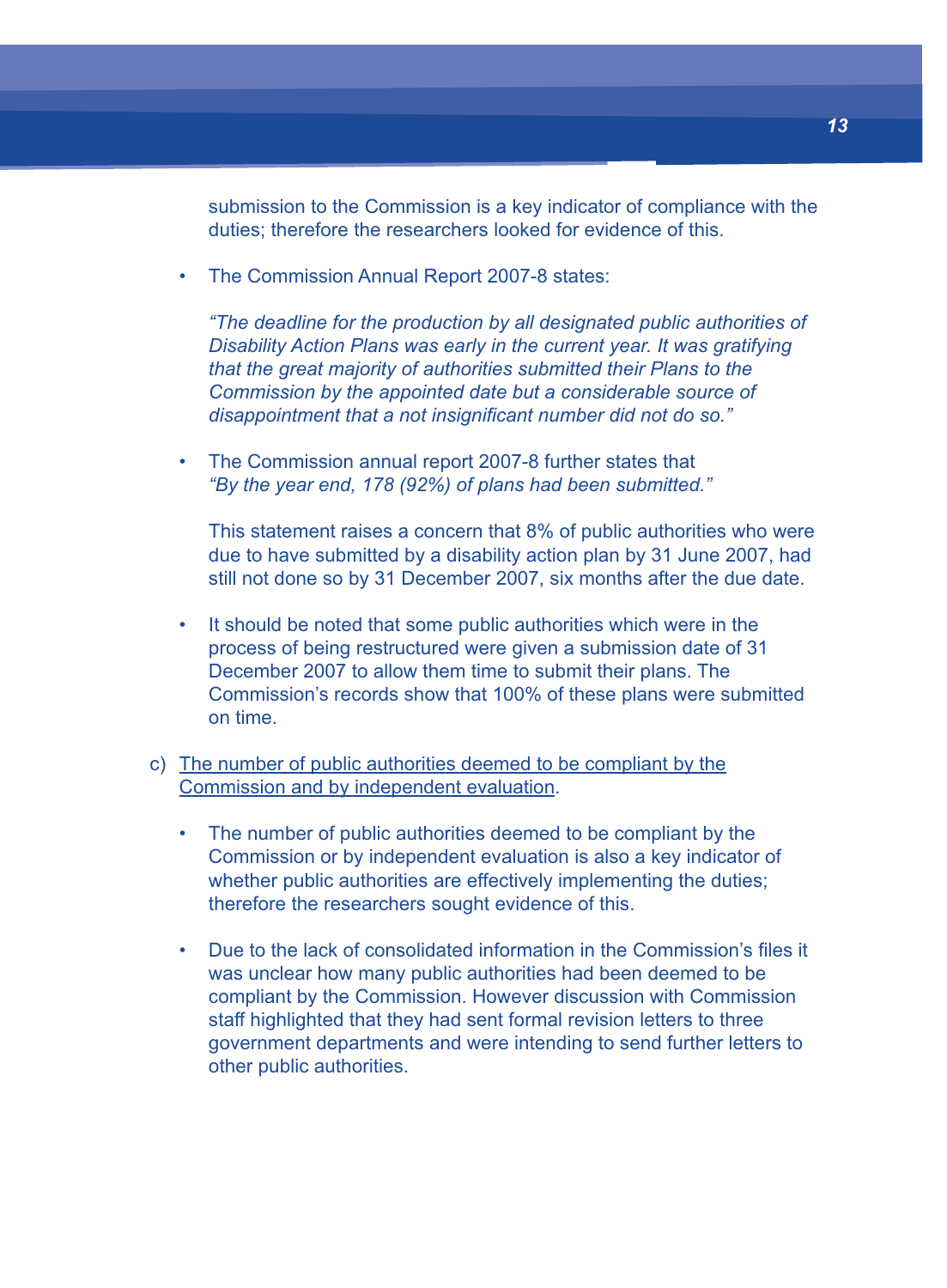submission to the Commission is a key indicator of compliance with the duties; therefore the researchers looked for evidence of this.

- The Commission Annual Report 2007-8 states:

  *"The deadline for the production by all designated public authorities of Disability Action Plans was early in the current year. It was gratifying that the great majority of authorities submitted their Plans to the Commission by the appointed date but a considerable source of disappointment that a not insignificant number did not do so."*

- The Commission annual report 2007-8 further states that *"By the year end, 178 (92%) of plans had been submitted."*

  This statement raises a concern that 8% of public authorities who were due to have submitted by a disability action plan by 31 June 2007, had still not done so by 31 December 2007, six months after the due date.

- It should be noted that some public authorities which were in the process of being restructured were given a submission date of 31 December 2007 to allow them time to submit their plans. The Commission's records show that 100% of these plans were submitted on time.

c) <u>The number of public authorities deemed to be compliant by the Commission and by independent evaluation</u>.

- The number of public authorities deemed to be compliant by the Commission or by independent evaluation is also a key indicator of whether public authorities are effectively implementing the duties; therefore the researchers sought evidence of this.

- Due to the lack of consolidated information in the Commission's files it was unclear how many public authorities had been deemed to be compliant by the Commission. However discussion with Commission staff highlighted that they had sent formal revision letters to three government departments and were intending to send further letters to other public authorities.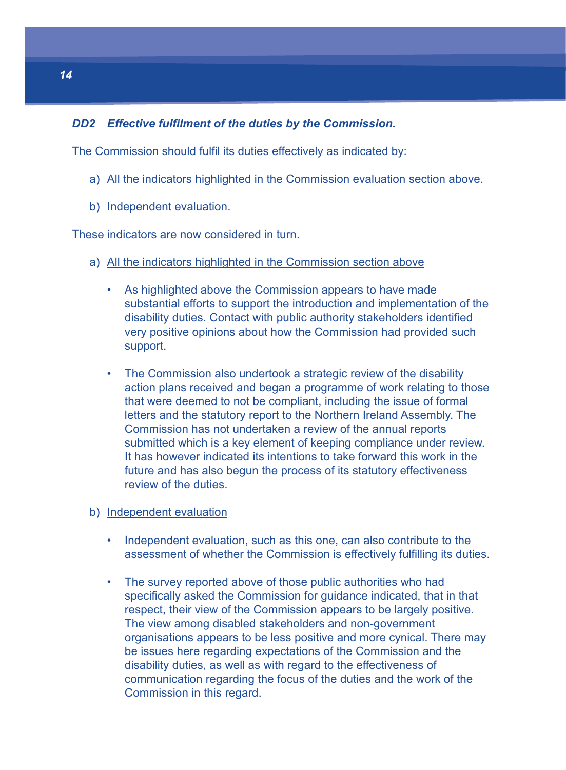***DD2 Effective fulfilment of the duties by the Commission.***

The Commission should fulfil its duties effectively as indicated by:

a) All the indicators highlighted in the Commission evaluation section above.

b) Independent evaluation.

These indicators are now considered in turn.

a) <u>All the indicators highlighted in the Commission section above</u>

- As highlighted above the Commission appears to have made substantial efforts to support the introduction and implementation of the disability duties. Contact with public authority stakeholders identified very positive opinions about how the Commission had provided such support.

- The Commission also undertook a strategic review of the disability action plans received and began a programme of work relating to those that were deemed to not be compliant, including the issue of formal letters and the statutory report to the Northern Ireland Assembly. The Commission has not undertaken a review of the annual reports submitted which is a key element of keeping compliance under review. It has however indicated its intentions to take forward this work in the future and has also begun the process of its statutory effectiveness review of the duties.

b) <u>Independent evaluation</u>

- Independent evaluation, such as this one, can also contribute to the assessment of whether the Commission is effectively fulfilling its duties.

- The survey reported above of those public authorities who had specifically asked the Commission for guidance indicated, that in that respect, their view of the Commission appears to be largely positive. The view among disabled stakeholders and non-government organisations appears to be less positive and more cynical. There may be issues here regarding expectations of the Commission and the disability duties, as well as with regard to the effectiveness of communication regarding the focus of the duties and the work of the Commission in this regard.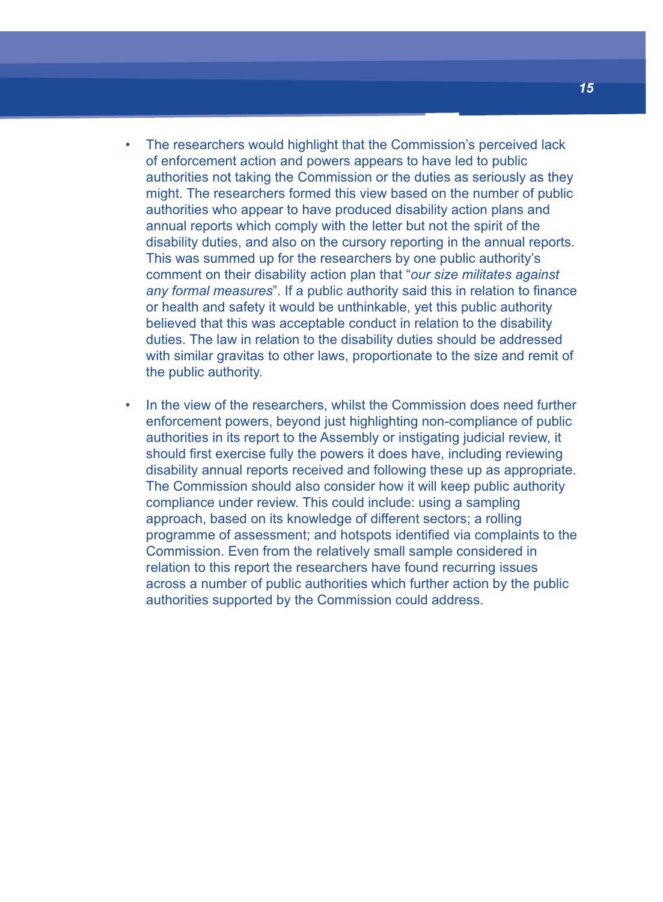- The researchers would highlight that the Commission's perceived lack of enforcement action and powers appears to have led to public authorities not taking the Commission or the duties as seriously as they might. The researchers formed this view based on the number of public authorities who appear to have produced disability action plans and annual reports which comply with the letter but not the spirit of the disability duties, and also on the cursory reporting in the annual reports. This was summed up for the researchers by one public authority's comment on their disability action plan that "*our size militates against any formal measures*". If a public authority said this in relation to finance or health and safety it would be unthinkable, yet this public authority believed that this was acceptable conduct in relation to the disability duties. The law in relation to the disability duties should be addressed with similar gravitas to other laws, proportionate to the size and remit of the public authority.

- In the view of the researchers, whilst the Commission does need further enforcement powers, beyond just highlighting non-compliance of public authorities in its report to the Assembly or instigating judicial review, it should first exercise fully the powers it does have, including reviewing disability annual reports received and following these up as appropriate. The Commission should also consider how it will keep public authority compliance under review. This could include: using a sampling approach, based on its knowledge of different sectors; a rolling programme of assessment; and hotspots identified via complaints to the Commission. Even from the relatively small sample considered in relation to this report the researchers have found recurring issues across a number of public authorities which further action by the public authorities supported by the Commission could address.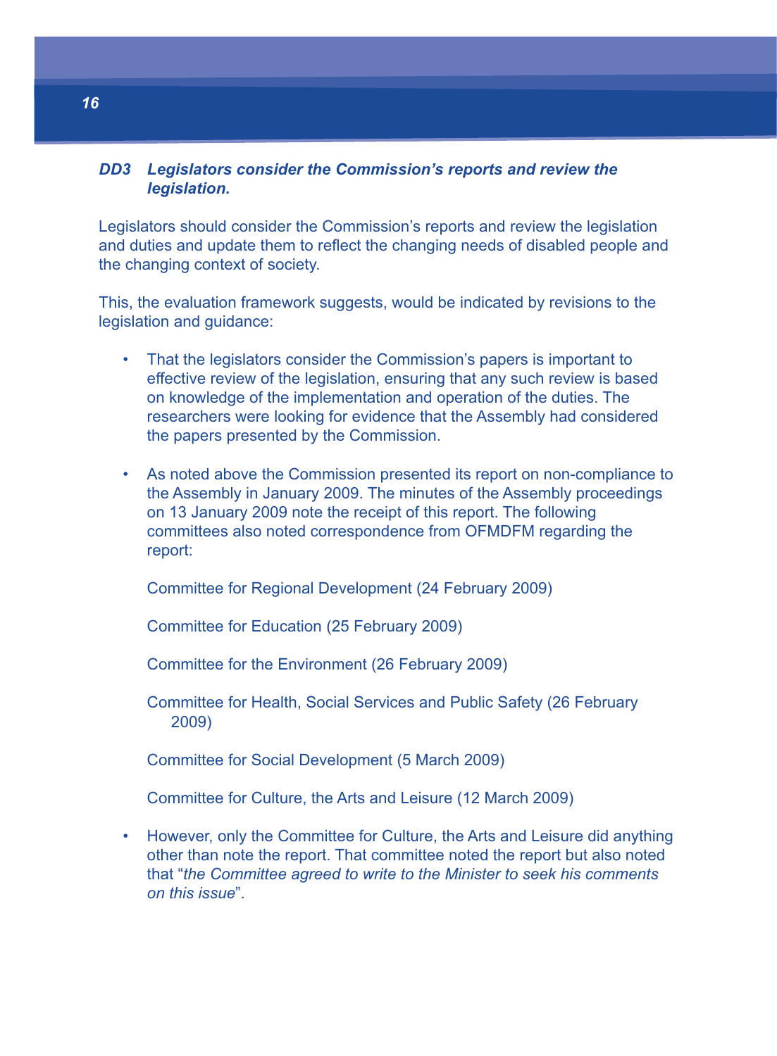### *DD3 Legislators consider the Commission's reports and review the legislation.*

Legislators should consider the Commission's reports and review the legislation and duties and update them to reflect the changing needs of disabled people and the changing context of society.

This, the evaluation framework suggests, would be indicated by revisions to the legislation and guidance:

- That the legislators consider the Commission's papers is important to effective review of the legislation, ensuring that any such review is based on knowledge of the implementation and operation of the duties. The researchers were looking for evidence that the Assembly had considered the papers presented by the Commission.

- As noted above the Commission presented its report on non-compliance to the Assembly in January 2009. The minutes of the Assembly proceedings on 13 January 2009 note the receipt of this report. The following committees also noted correspondence from OFMDFM regarding the report:

  Committee for Regional Development (24 February 2009)

  Committee for Education (25 February 2009)

  Committee for the Environment (26 February 2009)

  Committee for Health, Social Services and Public Safety (26 February 2009)

  Committee for Social Development (5 March 2009)

  Committee for Culture, the Arts and Leisure (12 March 2009)

- However, only the Committee for Culture, the Arts and Leisure did anything other than note the report. That committee noted the report but also noted that "*the Committee agreed to write to the Minister to seek his comments on this issue*".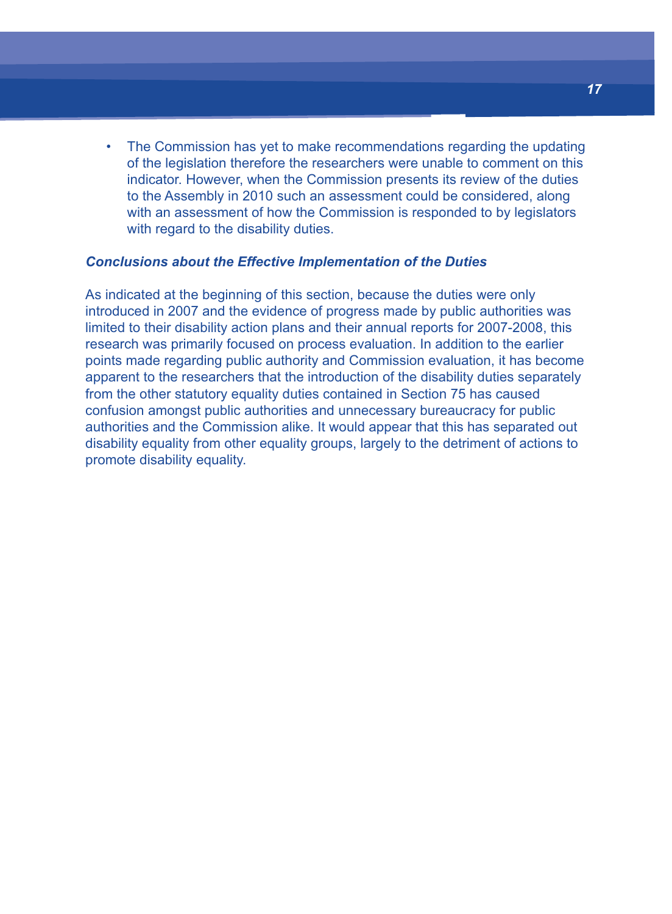- The Commission has yet to make recommendations regarding the updating of the legislation therefore the researchers were unable to comment on this indicator. However, when the Commission presents its review of the duties to the Assembly in 2010 such an assessment could be considered, along with an assessment of how the Commission is responded to by legislators with regard to the disability duties.

### *Conclusions about the Effective Implementation of the Duties*

As indicated at the beginning of this section, because the duties were only introduced in 2007 and the evidence of progress made by public authorities was limited to their disability action plans and their annual reports for 2007-2008, this research was primarily focused on process evaluation. In addition to the earlier points made regarding public authority and Commission evaluation, it has become apparent to the researchers that the introduction of the disability duties separately from the other statutory equality duties contained in Section 75 has caused confusion amongst public authorities and unnecessary bureaucracy for public authorities and the Commission alike. It would appear that this has separated out disability equality from other equality groups, largely to the detriment of actions to promote disability equality.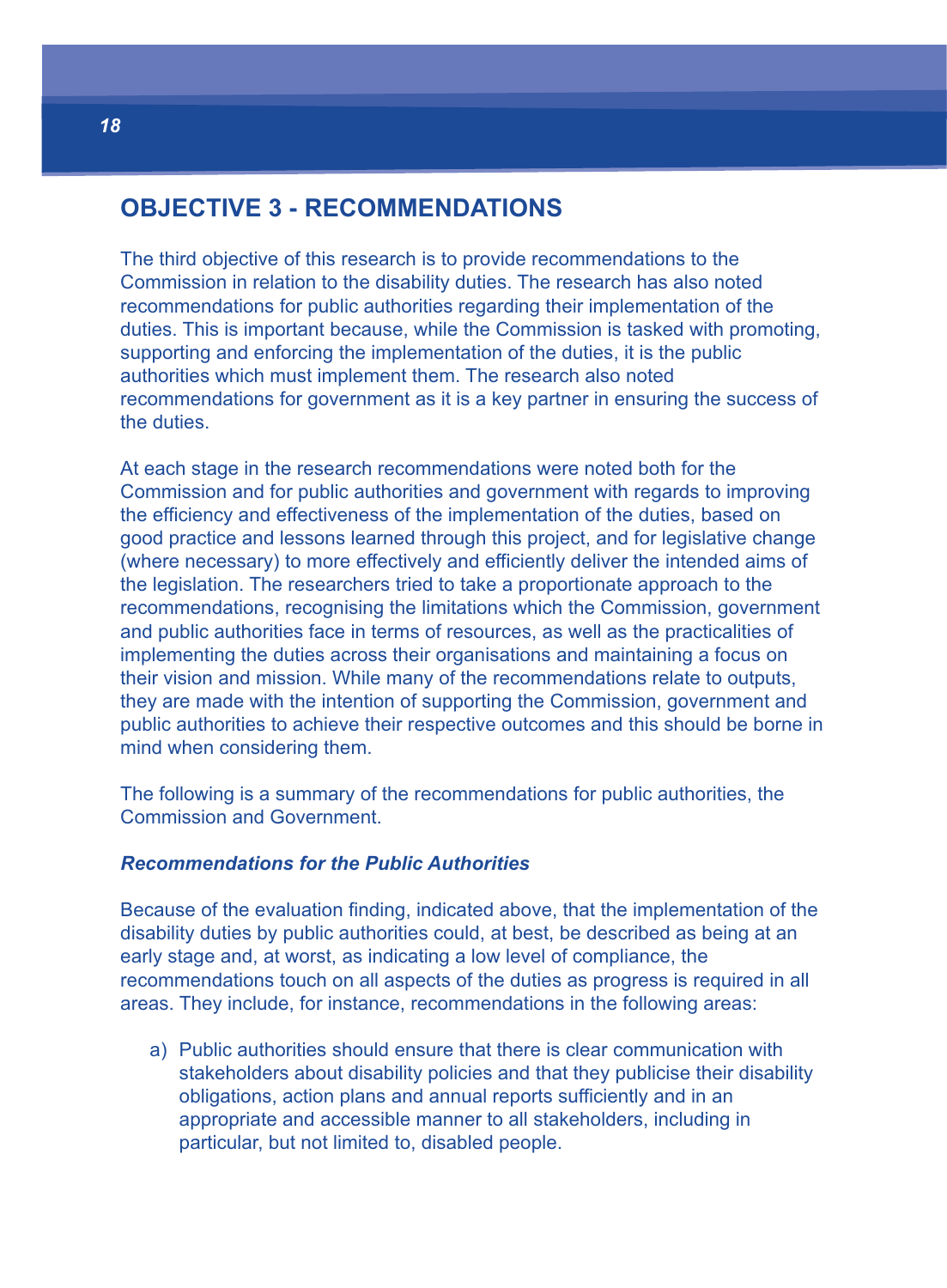## OBJECTIVE 3 - RECOMMENDATIONS

The third objective of this research is to provide recommendations to the Commission in relation to the disability duties. The research has also noted recommendations for public authorities regarding their implementation of the duties. This is important because, while the Commission is tasked with promoting, supporting and enforcing the implementation of the duties, it is the public authorities which must implement them. The research also noted recommendations for government as it is a key partner in ensuring the success of the duties.

At each stage in the research recommendations were noted both for the Commission and for public authorities and government with regards to improving the efficiency and effectiveness of the implementation of the duties, based on good practice and lessons learned through this project, and for legislative change (where necessary) to more effectively and efficiently deliver the intended aims of the legislation. The researchers tried to take a proportionate approach to the recommendations, recognising the limitations which the Commission, government and public authorities face in terms of resources, as well as the practicalities of implementing the duties across their organisations and maintaining a focus on their vision and mission. While many of the recommendations relate to outputs, they are made with the intention of supporting the Commission, government and public authorities to achieve their respective outcomes and this should be borne in mind when considering them.

The following is a summary of the recommendations for public authorities, the Commission and Government.

***Recommendations for the Public Authorities***

Because of the evaluation finding, indicated above, that the implementation of the disability duties by public authorities could, at best, be described as being at an early stage and, at worst, as indicating a low level of compliance, the recommendations touch on all aspects of the duties as progress is required in all areas. They include, for instance, recommendations in the following areas:

a) Public authorities should ensure that there is clear communication with stakeholders about disability policies and that they publicise their disability obligations, action plans and annual reports sufficiently and in an appropriate and accessible manner to all stakeholders, including in particular, but not limited to, disabled people.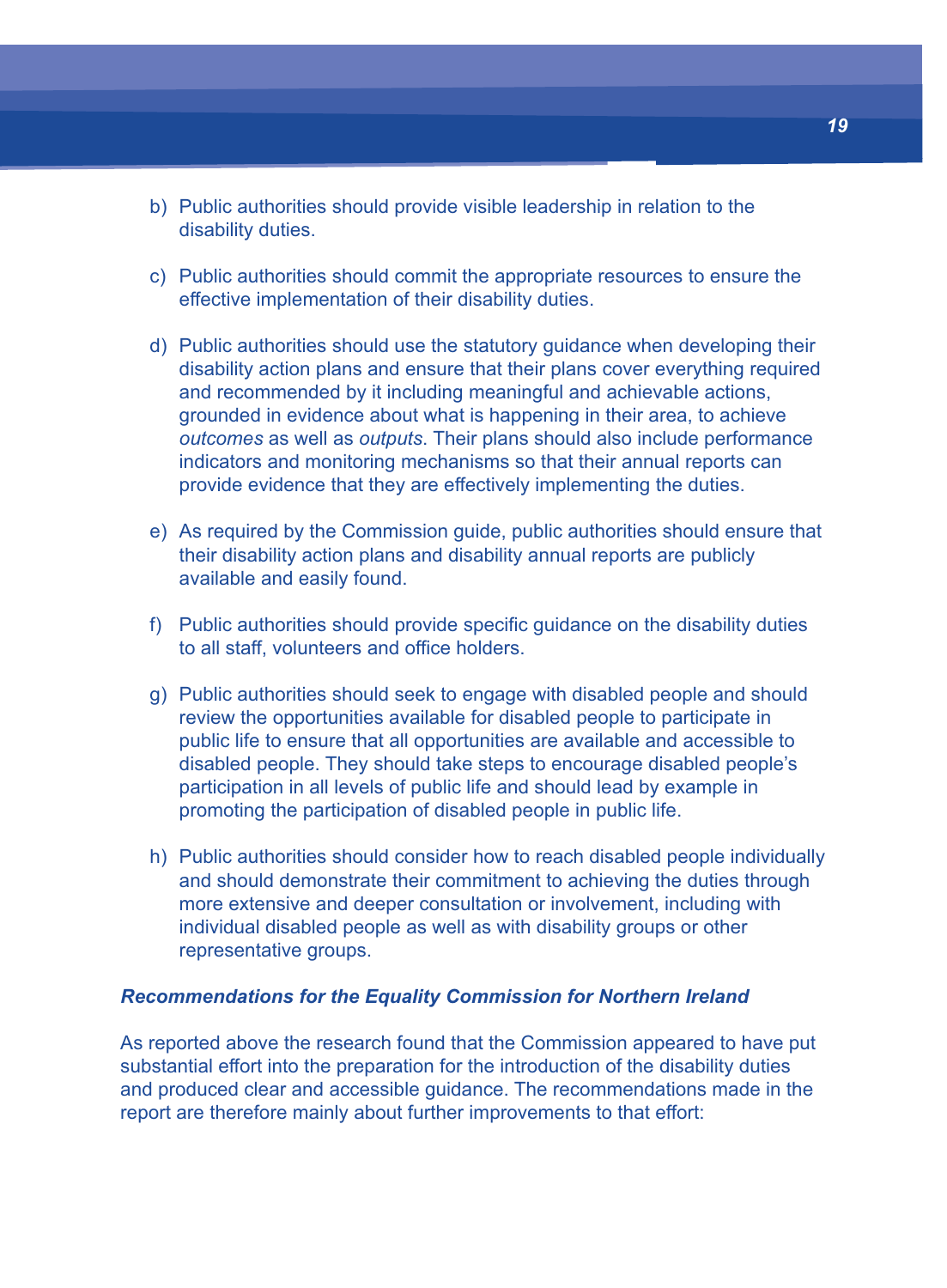b) Public authorities should provide visible leadership in relation to the disability duties.

c) Public authorities should commit the appropriate resources to ensure the effective implementation of their disability duties.

d) Public authorities should use the statutory guidance when developing their disability action plans and ensure that their plans cover everything required and recommended by it including meaningful and achievable actions, grounded in evidence about what is happening in their area, to achieve *outcomes* as well as *outputs*. Their plans should also include performance indicators and monitoring mechanisms so that their annual reports can provide evidence that they are effectively implementing the duties.

e) As required by the Commission guide, public authorities should ensure that their disability action plans and disability annual reports are publicly available and easily found.

f) Public authorities should provide specific guidance on the disability duties to all staff, volunteers and office holders.

g) Public authorities should seek to engage with disabled people and should review the opportunities available for disabled people to participate in public life to ensure that all opportunities are available and accessible to disabled people. They should take steps to encourage disabled people's participation in all levels of public life and should lead by example in promoting the participation of disabled people in public life.

h) Public authorities should consider how to reach disabled people individually and should demonstrate their commitment to achieving the duties through more extensive and deeper consultation or involvement, including with individual disabled people as well as with disability groups or other representative groups.

***Recommendations for the Equality Commission for Northern Ireland***

As reported above the research found that the Commission appeared to have put substantial effort into the preparation for the introduction of the disability duties and produced clear and accessible guidance. The recommendations made in the report are therefore mainly about further improvements to that effort: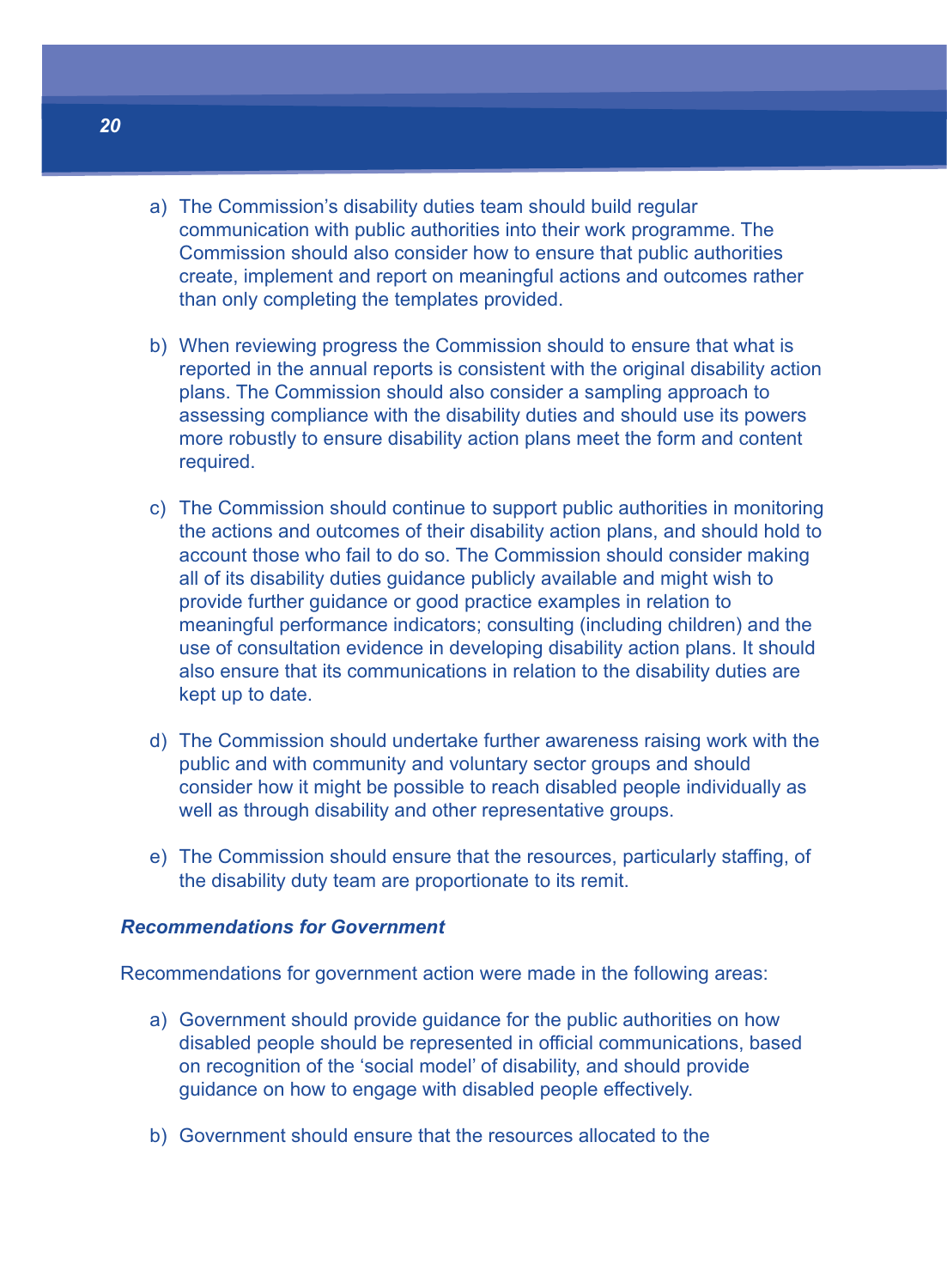a) The Commission's disability duties team should build regular communication with public authorities into their work programme. The Commission should also consider how to ensure that public authorities create, implement and report on meaningful actions and outcomes rather than only completing the templates provided.

b) When reviewing progress the Commission should to ensure that what is reported in the annual reports is consistent with the original disability action plans. The Commission should also consider a sampling approach to assessing compliance with the disability duties and should use its powers more robustly to ensure disability action plans meet the form and content required.

c) The Commission should continue to support public authorities in monitoring the actions and outcomes of their disability action plans, and should hold to account those who fail to do so. The Commission should consider making all of its disability duties guidance publicly available and might wish to provide further guidance or good practice examples in relation to meaningful performance indicators; consulting (including children) and the use of consultation evidence in developing disability action plans. It should also ensure that its communications in relation to the disability duties are kept up to date.

d) The Commission should undertake further awareness raising work with the public and with community and voluntary sector groups and should consider how it might be possible to reach disabled people individually as well as through disability and other representative groups.

e) The Commission should ensure that the resources, particularly staffing, of the disability duty team are proportionate to its remit.

***Recommendations for Government***

Recommendations for government action were made in the following areas:

a) Government should provide guidance for the public authorities on how disabled people should be represented in official communications, based on recognition of the 'social model' of disability, and should provide guidance on how to engage with disabled people effectively.

b) Government should ensure that the resources allocated to the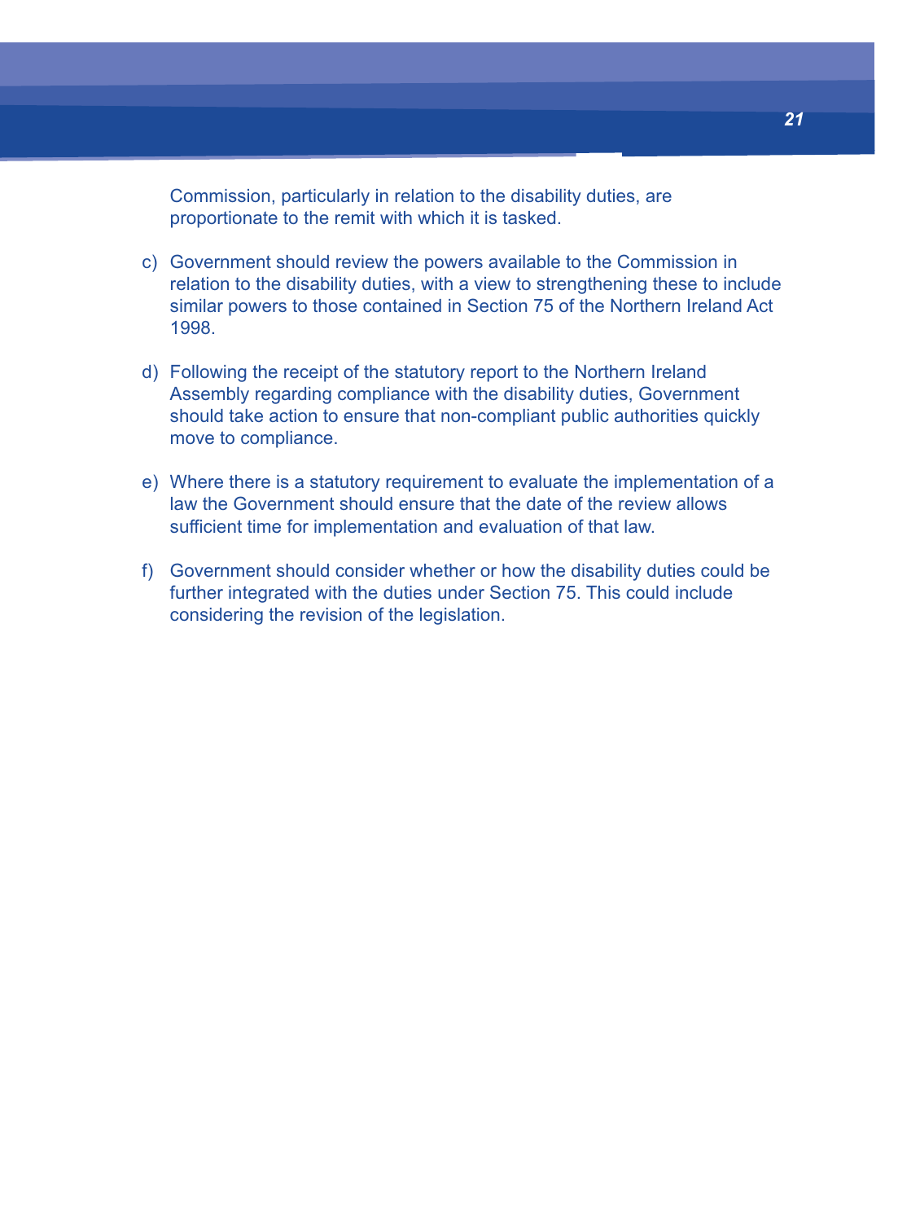Commission, particularly in relation to the disability duties, are proportionate to the remit with which it is tasked.

c) Government should review the powers available to the Commission in relation to the disability duties, with a view to strengthening these to include similar powers to those contained in Section 75 of the Northern Ireland Act 1998.

d) Following the receipt of the statutory report to the Northern Ireland Assembly regarding compliance with the disability duties, Government should take action to ensure that non-compliant public authorities quickly move to compliance.

e) Where there is a statutory requirement to evaluate the implementation of a law the Government should ensure that the date of the review allows sufficient time for implementation and evaluation of that law.

f) Government should consider whether or how the disability duties could be further integrated with the duties under Section 75. This could include considering the revision of the legislation.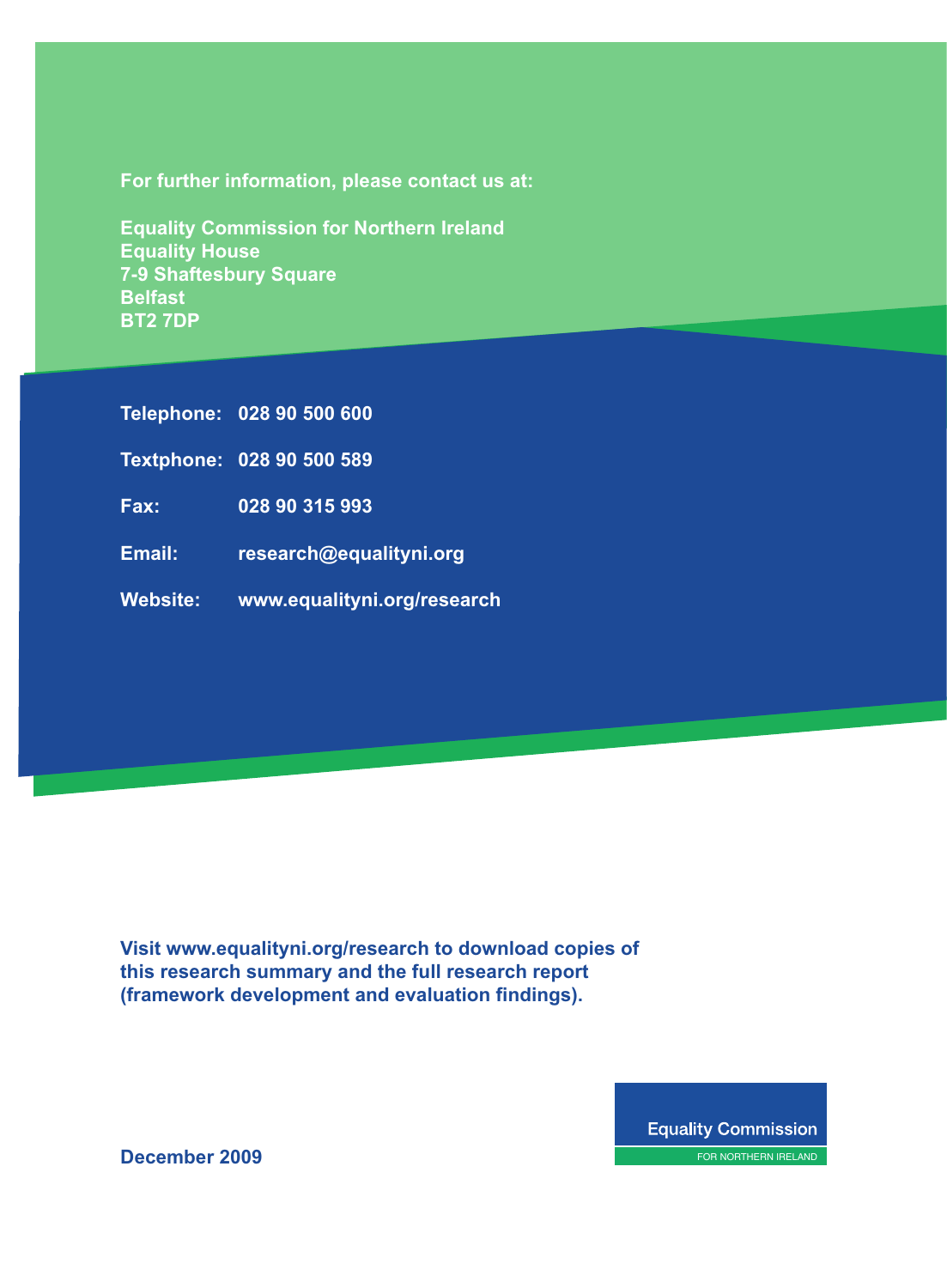**For further information, please contact us at:**

**Equality Commission for Northern Ireland**
**Equality House**
**7-9 Shaftesbury Square**
**Belfast**
**BT2 7DP**

| | |
|---|---|
| **Telephone:** | **028 90 500 600** |
| **Textphone:** | **028 90 500 589** |
| **Fax:** | **028 90 315 993** |
| **Email:** | **research@equalityni.org** |
| **Website:** | **www.equalityni.org/research** |

**Visit www.equalityni.org/research to download copies of this research summary and the full research report (framework development and evaluation findings).**

**December 2009**

Equality Commission
FOR NORTHERN IRELAND